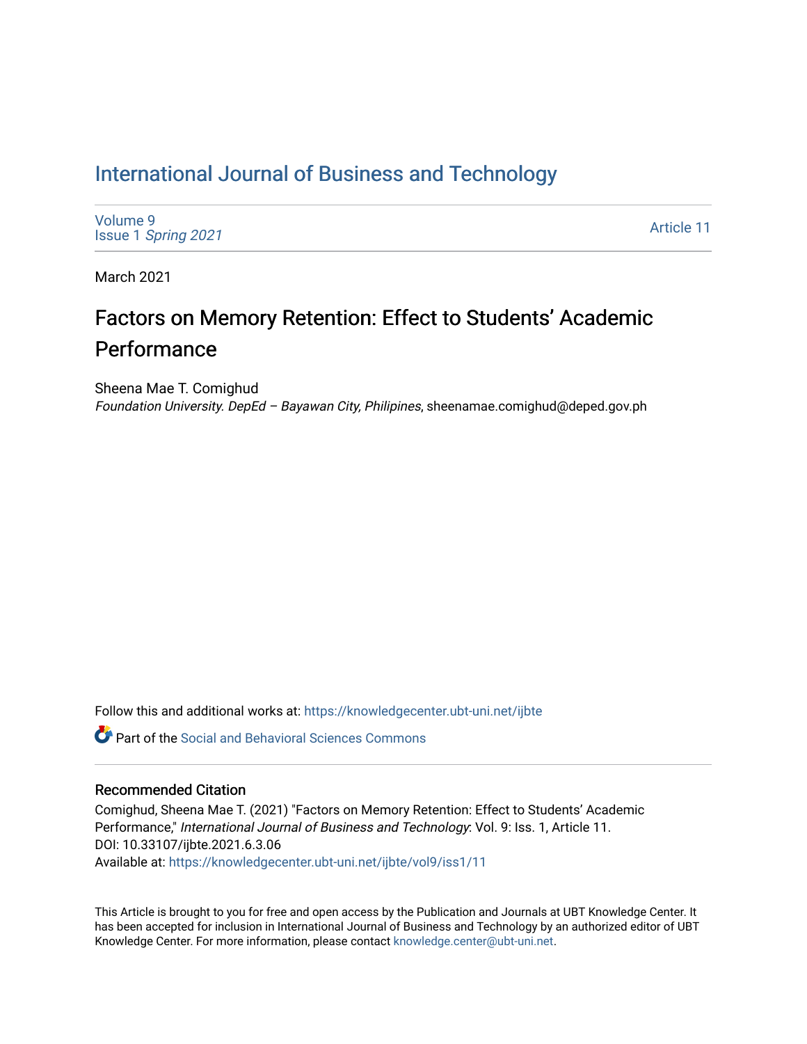# International Journal of Business and Technology

Volume 9
Issue 1 *Spring 2021*

Article 11

March 2021

## Factors on Memory Retention: Effect to Students' Academic Performance

Sheena Mae T. Comighud
*Foundation University. DepEd – Bayawan City, Philipines*, sheenamae.comighud@deped.gov.ph

Follow this and additional works at: https://knowledgecenter.ubt-uni.net/ijbte

Part of the Social and Behavioral Sciences Commons

### Recommended Citation

Comighud, Sheena Mae T. (2021) "Factors on Memory Retention: Effect to Students' Academic Performance," *International Journal of Business and Technology*: Vol. 9: Iss. 1, Article 11.
DOI: 10.33107/ijbte.2021.6.3.06
Available at: https://knowledgecenter.ubt-uni.net/ijbte/vol9/iss1/11

This Article is brought to you for free and open access by the Publication and Journals at UBT Knowledge Center. It has been accepted for inclusion in International Journal of Business and Technology by an authorized editor of UBT Knowledge Center. For more information, please contact knowledge.center@ubt-uni.net.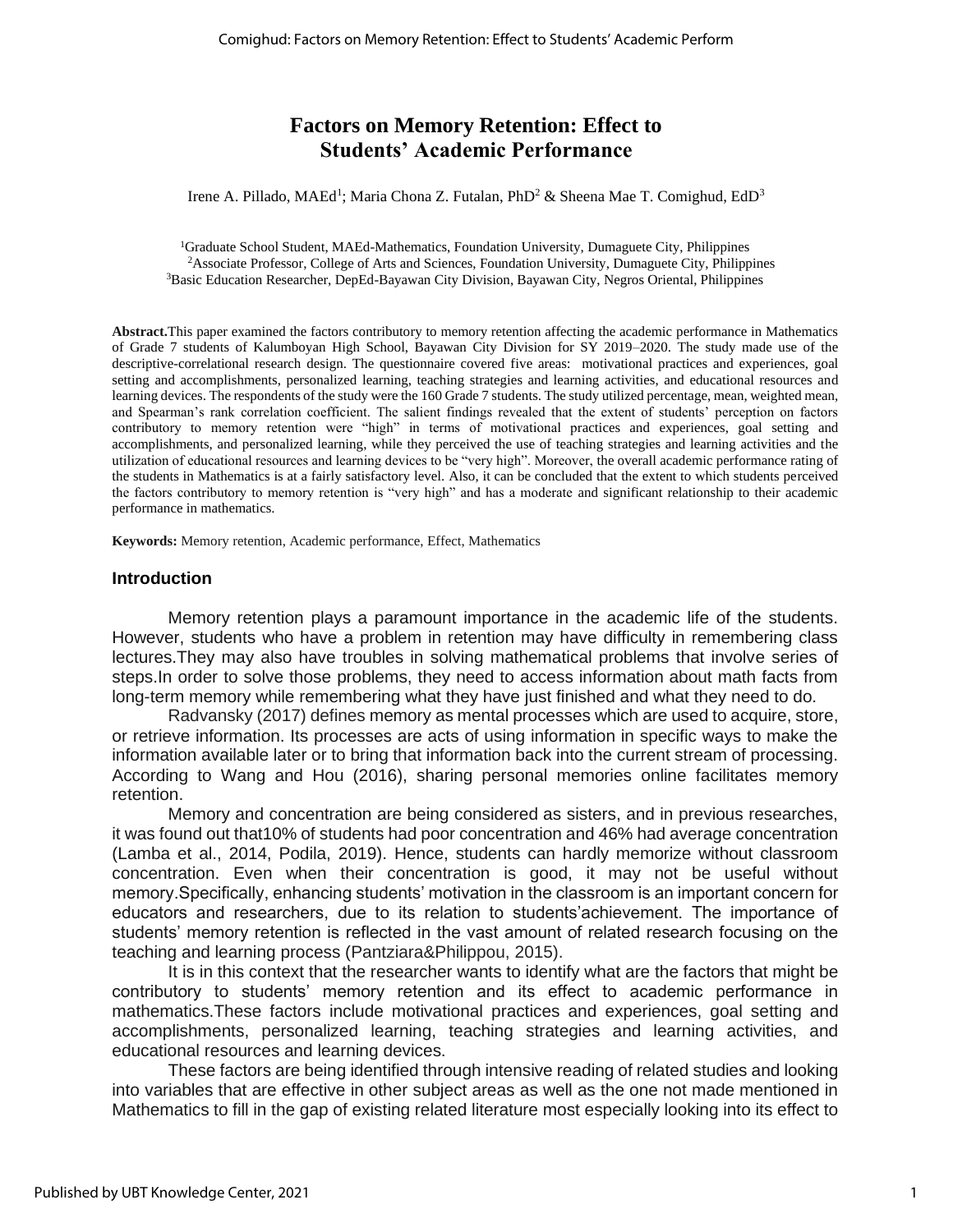# Factors on Memory Retention: Effect to Students' Academic Performance

Irene A. Pillado, MAEd[1]; Maria Chona Z. Futalan, PhD[2] & Sheena Mae T. Comighud, EdD[3]

[1]Graduate School Student, MAEd-Mathematics, Foundation University, Dumaguete City, Philippines
[2]Associate Professor, College of Arts and Sciences, Foundation University, Dumaguete City, Philippines
[3]Basic Education Researcher, DepEd-Bayawan City Division, Bayawan City, Negros Oriental, Philippines

**Abstract.**This paper examined the factors contributory to memory retention affecting the academic performance in Mathematics of Grade 7 students of Kalumboyan High School, Bayawan City Division for SY 2019–2020. The study made use of the descriptive-correlational research design. The questionnaire covered five areas: motivational practices and experiences, goal setting and accomplishments, personalized learning, teaching strategies and learning activities, and educational resources and learning devices. The respondents of the study were the 160 Grade 7 students. The study utilized percentage, mean, weighted mean, and Spearman's rank correlation coefficient. The salient findings revealed that the extent of students' perception on factors contributory to memory retention were "high" in terms of motivational practices and experiences, goal setting and accomplishments, and personalized learning, while they perceived the use of teaching strategies and learning activities and the utilization of educational resources and learning devices to be "very high". Moreover, the overall academic performance rating of the students in Mathematics is at a fairly satisfactory level. Also, it can be concluded that the extent to which students perceived the factors contributory to memory retention is "very high" and has a moderate and significant relationship to their academic performance in mathematics.

**Keywords:** Memory retention, Academic performance, Effect, Mathematics

## Introduction

Memory retention plays a paramount importance in the academic life of the students. However, students who have a problem in retention may have difficulty in remembering class lectures.They may also have troubles in solving mathematical problems that involve series of steps.In order to solve those problems, they need to access information about math facts from long-term memory while remembering what they have just finished and what they need to do.

Radvansky (2017) defines memory as mental processes which are used to acquire, store, or retrieve information. Its processes are acts of using information in specific ways to make the information available later or to bring that information back into the current stream of processing. According to Wang and Hou (2016), sharing personal memories online facilitates memory retention.

Memory and concentration are being considered as sisters, and in previous researches, it was found out that10% of students had poor concentration and 46% had average concentration (Lamba et al., 2014, Podila, 2019). Hence, students can hardly memorize without classroom concentration. Even when their concentration is good, it may not be useful without memory.Specifically, enhancing students' motivation in the classroom is an important concern for educators and researchers, due to its relation to students'achievement. The importance of students' memory retention is reflected in the vast amount of related research focusing on the teaching and learning process (Pantziara&Philippou, 2015).

It is in this context that the researcher wants to identify what are the factors that might be contributory to students' memory retention and its effect to academic performance in mathematics.These factors include motivational practices and experiences, goal setting and accomplishments, personalized learning, teaching strategies and learning activities, and educational resources and learning devices.

These factors are being identified through intensive reading of related studies and looking into variables that are effective in other subject areas as well as the one not made mentioned in Mathematics to fill in the gap of existing related literature most especially looking into its effect to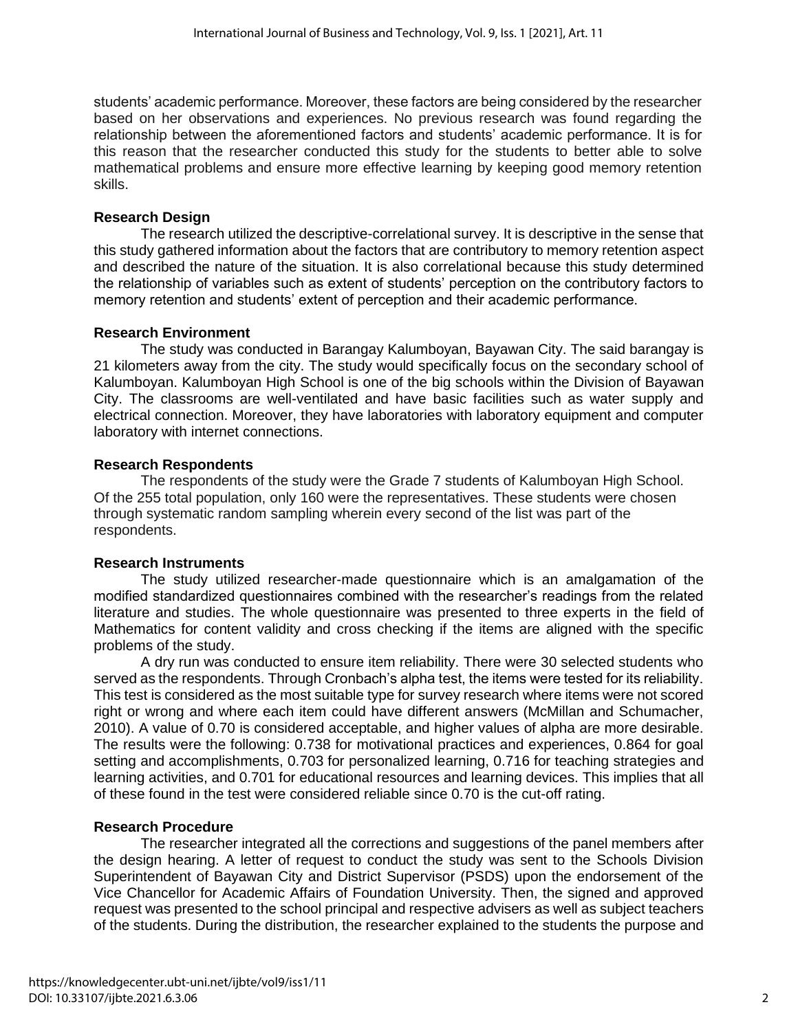students' academic performance. Moreover, these factors are being considered by the researcher based on her observations and experiences. No previous research was found regarding the relationship between the aforementioned factors and students' academic performance. It is for this reason that the researcher conducted this study for the students to better able to solve mathematical problems and ensure more effective learning by keeping good memory retention skills.

**Research Design**

The research utilized the descriptive-correlational survey. It is descriptive in the sense that this study gathered information about the factors that are contributory to memory retention aspect and described the nature of the situation. It is also correlational because this study determined the relationship of variables such as extent of students' perception on the contributory factors to memory retention and students' extent of perception and their academic performance.

**Research Environment**

The study was conducted in Barangay Kalumboyan, Bayawan City. The said barangay is 21 kilometers away from the city. The study would specifically focus on the secondary school of Kalumboyan. Kalumboyan High School is one of the big schools within the Division of Bayawan City. The classrooms are well-ventilated and have basic facilities such as water supply and electrical connection. Moreover, they have laboratories with laboratory equipment and computer laboratory with internet connections.

**Research Respondents**

The respondents of the study were the Grade 7 students of Kalumboyan High School. Of the 255 total population, only 160 were the representatives. These students were chosen through systematic random sampling wherein every second of the list was part of the respondents.

**Research Instruments**

The study utilized researcher-made questionnaire which is an amalgamation of the modified standardized questionnaires combined with the researcher's readings from the related literature and studies. The whole questionnaire was presented to three experts in the field of Mathematics for content validity and cross checking if the items are aligned with the specific problems of the study.

A dry run was conducted to ensure item reliability. There were 30 selected students who served as the respondents. Through Cronbach's alpha test, the items were tested for its reliability. This test is considered as the most suitable type for survey research where items were not scored right or wrong and where each item could have different answers (McMillan and Schumacher, 2010). A value of 0.70 is considered acceptable, and higher values of alpha are more desirable. The results were the following: 0.738 for motivational practices and experiences, 0.864 for goal setting and accomplishments, 0.703 for personalized learning, 0.716 for teaching strategies and learning activities, and 0.701 for educational resources and learning devices. This implies that all of these found in the test were considered reliable since 0.70 is the cut-off rating.

**Research Procedure**

The researcher integrated all the corrections and suggestions of the panel members after the design hearing. A letter of request to conduct the study was sent to the Schools Division Superintendent of Bayawan City and District Supervisor (PSDS) upon the endorsement of the Vice Chancellor for Academic Affairs of Foundation University. Then, the signed and approved request was presented to the school principal and respective advisers as well as subject teachers of the students. During the distribution, the researcher explained to the students the purpose and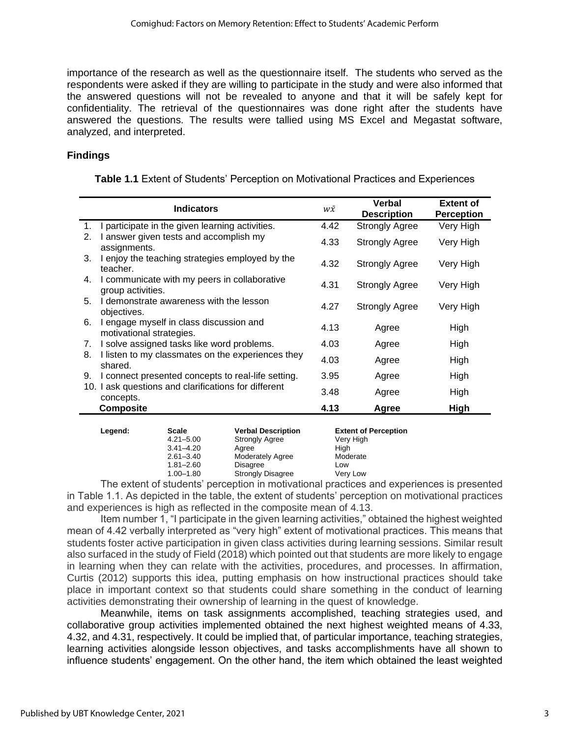importance of the research as well as the questionnaire itself. The students who served as the respondents were asked if they are willing to participate in the study and were also informed that the answered questions will not be revealed to anyone and that it will be safely kept for confidentiality. The retrieval of the questionnaires was done right after the students have answered the questions. The results were tallied using MS Excel and Megastat software, analyzed, and interpreted.

## Findings

**Table 1.1** Extent of Students' Perception on Motivational Practices and Experiences

| Indicators | $w\bar{x}$ | Verbal Description | Extent of Perception |
|---|---|---|---|
| 1. I participate in the given learning activities. | 4.42 | Strongly Agree | Very High |
| 2. I answer given tests and accomplish my assignments. | 4.33 | Strongly Agree | Very High |
| 3. I enjoy the teaching strategies employed by the teacher. | 4.32 | Strongly Agree | Very High |
| 4. I communicate with my peers in collaborative group activities. | 4.31 | Strongly Agree | Very High |
| 5. I demonstrate awareness with the lesson objectives. | 4.27 | Strongly Agree | Very High |
| 6. I engage myself in class discussion and motivational strategies. | 4.13 | Agree | High |
| 7. I solve assigned tasks like word problems. | 4.03 | Agree | High |
| 8. I listen to my classmates on the experiences they shared. | 4.03 | Agree | High |
| 9. I connect presented concepts to real-life setting. | 3.95 | Agree | High |
| 10. I ask questions and clarifications for different concepts. | 3.48 | Agree | High |
| **Composite** | **4.13** | **Agree** | **High** |

| Legend: | Scale | Verbal Description | Extent of Perception |
|---|---|---|---|
| | 4.21–5.00 | Strongly Agree | Very High |
| | 3.41–4.20 | Agree | High |
| | 2.61–3.40 | Moderately Agree | Moderate |
| | 1.81–2.60 | Disagree | Low |
| | 1.00–1.80 | Strongly Disagree | Very Low |

The extent of students' perception in motivational practices and experiences is presented in Table 1.1. As depicted in the table, the extent of students' perception on motivational practices and experiences is high as reflected in the composite mean of 4.13.

Item number 1, "I participate in the given learning activities," obtained the highest weighted mean of 4.42 verbally interpreted as "very high" extent of motivational practices. This means that students foster active participation in given class activities during learning sessions. Similar result also surfaced in the study of Field (2018) which pointed out that students are more likely to engage in learning when they can relate with the activities, procedures, and processes. In affirmation, Curtis (2012) supports this idea, putting emphasis on how instructional practices should take place in important context so that students could share something in the conduct of learning activities demonstrating their ownership of learning in the quest of knowledge.

Meanwhile, items on task assignments accomplished, teaching strategies used, and collaborative group activities implemented obtained the next highest weighted means of 4.33, 4.32, and 4.31, respectively. It could be implied that, of particular importance, teaching strategies, learning activities alongside lesson objectives, and tasks accomplishments have all shown to influence students' engagement. On the other hand, the item which obtained the least weighted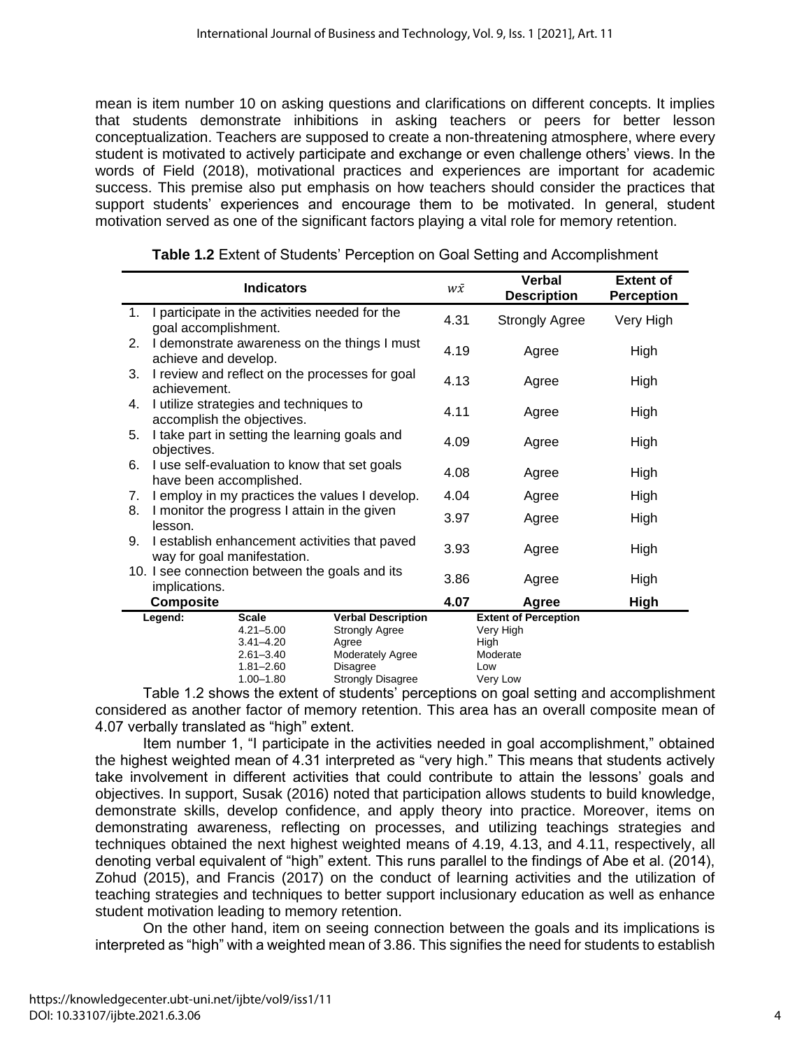mean is item number 10 on asking questions and clarifications on different concepts. It implies that students demonstrate inhibitions in asking teachers or peers for better lesson conceptualization. Teachers are supposed to create a non-threatening atmosphere, where every student is motivated to actively participate and exchange or even challenge others' views. In the words of Field (2018), motivational practices and experiences are important for academic success. This premise also put emphasis on how teachers should consider the practices that support students' experiences and encourage them to be motivated. In general, student motivation served as one of the significant factors playing a vital role for memory retention.

**Table 1.2** Extent of Students' Perception on Goal Setting and Accomplishment

| Indicators | $w\bar{x}$ | Verbal Description | Extent of Perception |
|---|---|---|---|
| 1. I participate in the activities needed for the goal accomplishment. | 4.31 | Strongly Agree | Very High |
| 2. I demonstrate awareness on the things I must achieve and develop. | 4.19 | Agree | High |
| 3. I review and reflect on the processes for goal achievement. | 4.13 | Agree | High |
| 4. I utilize strategies and techniques to accomplish the objectives. | 4.11 | Agree | High |
| 5. I take part in setting the learning goals and objectives. | 4.09 | Agree | High |
| 6. I use self-evaluation to know that set goals have been accomplished. | 4.08 | Agree | High |
| 7. I employ in my practices the values I develop. | 4.04 | Agree | High |
| 8. I monitor the progress I attain in the given lesson. | 3.97 | Agree | High |
| 9. I establish enhancement activities that paved way for goal manifestation. | 3.93 | Agree | High |
| 10. I see connection between the goals and its implications. | 3.86 | Agree | High |
| **Composite** | **4.07** | **Agree** | **High** |

| Legend: | Scale | Verbal Description | Extent of Perception |
|---|---|---|---|
| | 4.21–5.00 | Strongly Agree | Very High |
| | 3.41–4.20 | Agree | High |
| | 2.61–3.40 | Moderately Agree | Moderate |
| | 1.81–2.60 | Disagree | Low |
| | 1.00–1.80 | Strongly Disagree | Very Low |

Table 1.2 shows the extent of students' perceptions on goal setting and accomplishment considered as another factor of memory retention. This area has an overall composite mean of 4.07 verbally translated as "high" extent.

Item number 1, "I participate in the activities needed in goal accomplishment," obtained the highest weighted mean of 4.31 interpreted as "very high." This means that students actively take involvement in different activities that could contribute to attain the lessons' goals and objectives. In support, Susak (2016) noted that participation allows students to build knowledge, demonstrate skills, develop confidence, and apply theory into practice. Moreover, items on demonstrating awareness, reflecting on processes, and utilizing teachings strategies and techniques obtained the next highest weighted means of 4.19, 4.13, and 4.11, respectively, all denoting verbal equivalent of "high" extent. This runs parallel to the findings of Abe et al. (2014), Zohud (2015), and Francis (2017) on the conduct of learning activities and the utilization of teaching strategies and techniques to better support inclusionary education as well as enhance student motivation leading to memory retention.

On the other hand, item on seeing connection between the goals and its implications is interpreted as "high" with a weighted mean of 3.86. This signifies the need for students to establish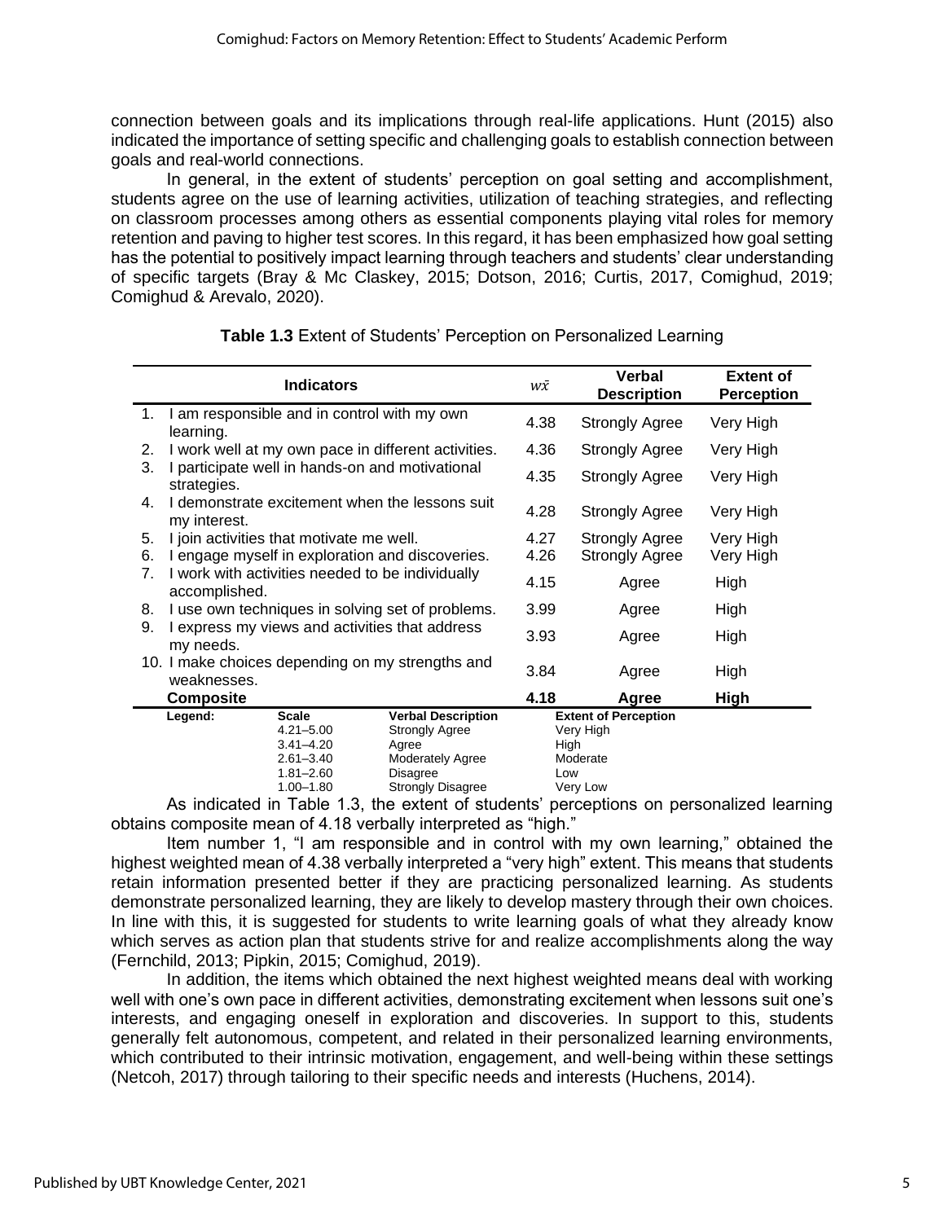connection between goals and its implications through real-life applications. Hunt (2015) also indicated the importance of setting specific and challenging goals to establish connection between goals and real-world connections.

In general, in the extent of students' perception on goal setting and accomplishment, students agree on the use of learning activities, utilization of teaching strategies, and reflecting on classroom processes among others as essential components playing vital roles for memory retention and paving to higher test scores. In this regard, it has been emphasized how goal setting has the potential to positively impact learning through teachers and students' clear understanding of specific targets (Bray & Mc Claskey, 2015; Dotson, 2016; Curtis, 2017, Comighud, 2019; Comighud & Arevalo, 2020).

**Table 1.3** Extent of Students' Perception on Personalized Learning

| Indicators | $w\bar{x}$ | Verbal Description | Extent of Perception |
|---|---|---|---|
| 1. I am responsible and in control with my own learning. | 4.38 | Strongly Agree | Very High |
| 2. I work well at my own pace in different activities. | 4.36 | Strongly Agree | Very High |
| 3. I participate well in hands-on and motivational strategies. | 4.35 | Strongly Agree | Very High |
| 4. I demonstrate excitement when the lessons suit my interest. | 4.28 | Strongly Agree | Very High |
| 5. I join activities that motivate me well. | 4.27 | Strongly Agree | Very High |
| 6. I engage myself in exploration and discoveries. | 4.26 | Strongly Agree | Very High |
| 7. I work with activities needed to be individually accomplished. | 4.15 | Agree | High |
| 8. I use own techniques in solving set of problems. | 3.99 | Agree | High |
| 9. I express my views and activities that address my needs. | 3.93 | Agree | High |
| 10. I make choices depending on my strengths and weaknesses. | 3.84 | Agree | High |
| **Composite** | **4.18** | **Agree** | **High** |

| Legend: | Scale | Verbal Description | Extent of Perception |
|---|---|---|---|
| | 4.21–5.00 | Strongly Agree | Very High |
| | 3.41–4.20 | Agree | High |
| | 2.61–3.40 | Moderately Agree | Moderate |
| | 1.81–2.60 | Disagree | Low |
| | 1.00–1.80 | Strongly Disagree | Very Low |

As indicated in Table 1.3, the extent of students' perceptions on personalized learning obtains composite mean of 4.18 verbally interpreted as "high."

Item number 1, "I am responsible and in control with my own learning," obtained the highest weighted mean of 4.38 verbally interpreted a "very high" extent. This means that students retain information presented better if they are practicing personalized learning. As students demonstrate personalized learning, they are likely to develop mastery through their own choices. In line with this, it is suggested for students to write learning goals of what they already know which serves as action plan that students strive for and realize accomplishments along the way (Fernchild, 2013; Pipkin, 2015; Comighud, 2019).

In addition, the items which obtained the next highest weighted means deal with working well with one's own pace in different activities, demonstrating excitement when lessons suit one's interests, and engaging oneself in exploration and discoveries. In support to this, students generally felt autonomous, competent, and related in their personalized learning environments, which contributed to their intrinsic motivation, engagement, and well-being within these settings (Netcoh, 2017) through tailoring to their specific needs and interests (Huchens, 2014).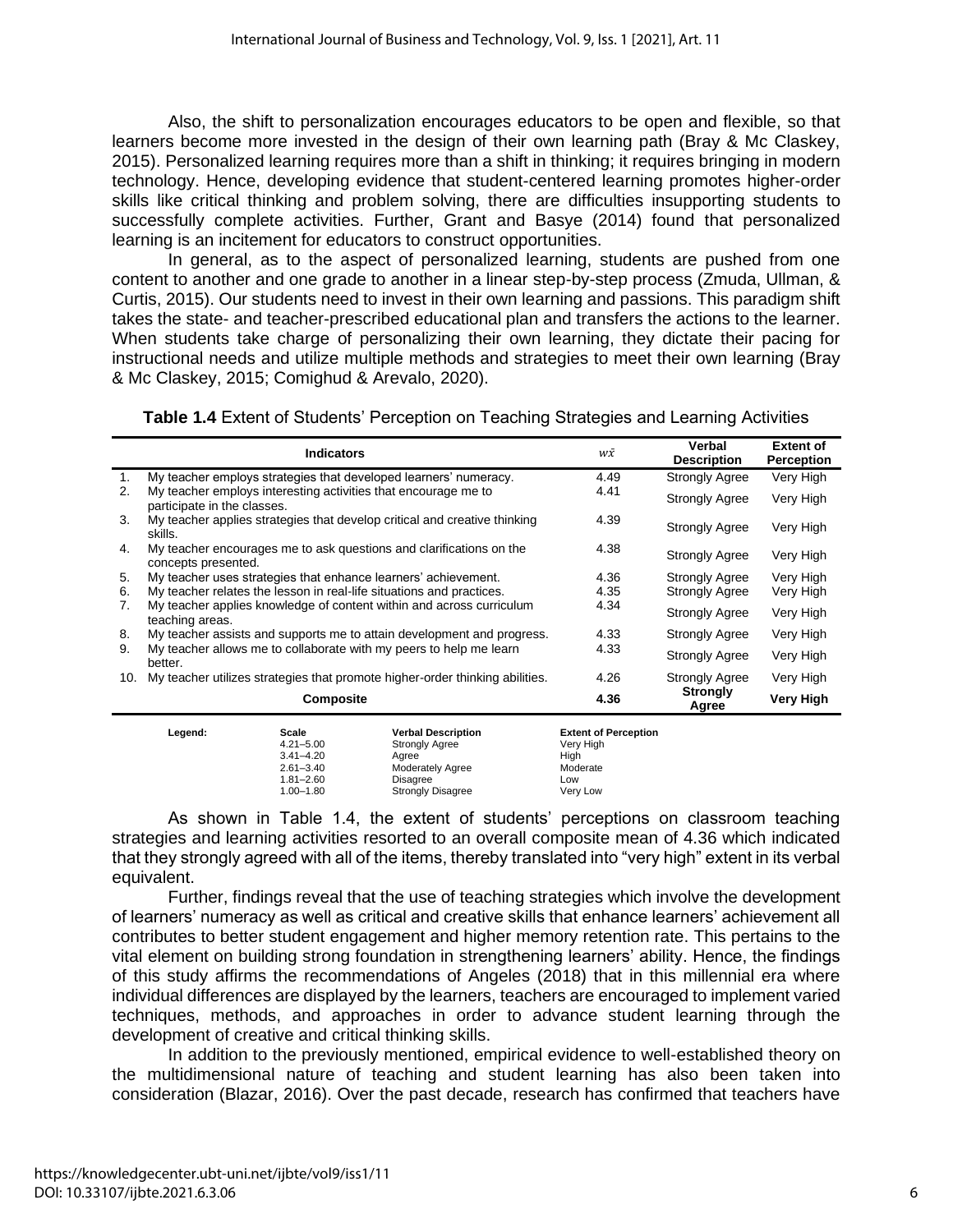Also, the shift to personalization encourages educators to be open and flexible, so that learners become more invested in the design of their own learning path (Bray & Mc Claskey, 2015). Personalized learning requires more than a shift in thinking; it requires bringing in modern technology. Hence, developing evidence that student-centered learning promotes higher-order skills like critical thinking and problem solving, there are difficulties insupporting students to successfully complete activities. Further, Grant and Basye (2014) found that personalized learning is an incitement for educators to construct opportunities.

In general, as to the aspect of personalized learning, students are pushed from one content to another and one grade to another in a linear step-by-step process (Zmuda, Ullman, & Curtis, 2015). Our students need to invest in their own learning and passions. This paradigm shift takes the state- and teacher-prescribed educational plan and transfers the actions to the learner. When students take charge of personalizing their own learning, they dictate their pacing for instructional needs and utilize multiple methods and strategies to meet their own learning (Bray & Mc Claskey, 2015; Comighud & Arevalo, 2020).

**Table 1.4** Extent of Students' Perception on Teaching Strategies and Learning Activities

| | Indicators | $w\bar{x}$ | Verbal Description | Extent of Perception |
|---|---|---|---|---|
| 1. | My teacher employs strategies that developed learners' numeracy. | 4.49 | Strongly Agree | Very High |
| 2. | My teacher employs interesting activities that encourage me to participate in the classes. | 4.41 | Strongly Agree | Very High |
| 3. | My teacher applies strategies that develop critical and creative thinking skills. | 4.39 | Strongly Agree | Very High |
| 4. | My teacher encourages me to ask questions and clarifications on the concepts presented. | 4.38 | Strongly Agree | Very High |
| 5. | My teacher uses strategies that enhance learners' achievement. | 4.36 | Strongly Agree | Very High |
| 6. | My teacher relates the lesson in real-life situations and practices. | 4.35 | Strongly Agree | Very High |
| 7. | My teacher applies knowledge of content within and across curriculum teaching areas. | 4.34 | Strongly Agree | Very High |
| 8. | My teacher assists and supports me to attain development and progress. | 4.33 | Strongly Agree | Very High |
| 9. | My teacher allows me to collaborate with my peers to help me learn better. | 4.33 | Strongly Agree | Very High |
| 10. | My teacher utilizes strategies that promote higher-order thinking abilities. | 4.26 | Strongly Agree | Very High |
| | **Composite** | **4.36** | **Strongly Agree** | **Very High** |

| Legend: | Scale | Verbal Description | Extent of Perception |
|---|---|---|---|
| | 4.21–5.00 | Strongly Agree | Very High |
| | 3.41–4.20 | Agree | High |
| | 2.61–3.40 | Moderately Agree | Moderate |
| | 1.81–2.60 | Disagree | Low |
| | 1.00–1.80 | Strongly Disagree | Very Low |

As shown in Table 1.4, the extent of students' perceptions on classroom teaching strategies and learning activities resorted to an overall composite mean of 4.36 which indicated that they strongly agreed with all of the items, thereby translated into "very high" extent in its verbal equivalent.

Further, findings reveal that the use of teaching strategies which involve the development of learners' numeracy as well as critical and creative skills that enhance learners' achievement all contributes to better student engagement and higher memory retention rate. This pertains to the vital element on building strong foundation in strengthening learners' ability. Hence, the findings of this study affirms the recommendations of Angeles (2018) that in this millennial era where individual differences are displayed by the learners, teachers are encouraged to implement varied techniques, methods, and approaches in order to advance student learning through the development of creative and critical thinking skills.

In addition to the previously mentioned, empirical evidence to well-established theory on the multidimensional nature of teaching and student learning has also been taken into consideration (Blazar, 2016). Over the past decade, research has confirmed that teachers have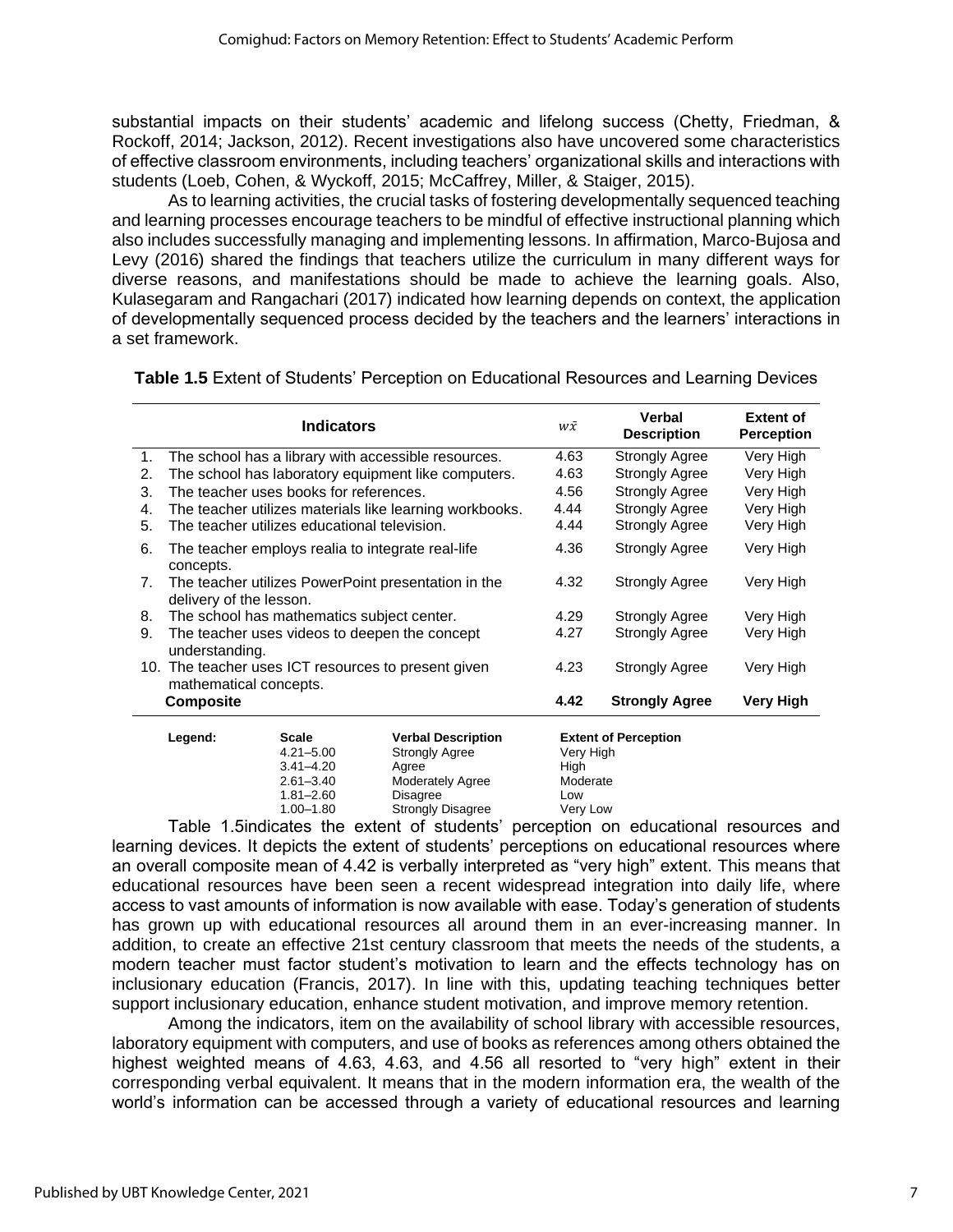substantial impacts on their students' academic and lifelong success (Chetty, Friedman, & Rockoff, 2014; Jackson, 2012). Recent investigations also have uncovered some characteristics of effective classroom environments, including teachers' organizational skills and interactions with students (Loeb, Cohen, & Wyckoff, 2015; McCaffrey, Miller, & Staiger, 2015).

As to learning activities, the crucial tasks of fostering developmentally sequenced teaching and learning processes encourage teachers to be mindful of effective instructional planning which also includes successfully managing and implementing lessons. In affirmation, Marco-Bujosa and Levy (2016) shared the findings that teachers utilize the curriculum in many different ways for diverse reasons, and manifestations should be made to achieve the learning goals. Also, Kulasegaram and Rangachari (2017) indicated how learning depends on context, the application of developmentally sequenced process decided by the teachers and the learners' interactions in a set framework.

**Table 1.5** Extent of Students' Perception on Educational Resources and Learning Devices

| | Indicators | $w\bar{x}$ | Verbal Description | Extent of Perception |
|---|---|---|---|---|
| 1. | The school has a library with accessible resources. | 4.63 | Strongly Agree | Very High |
| 2. | The school has laboratory equipment like computers. | 4.63 | Strongly Agree | Very High |
| 3. | The teacher uses books for references. | 4.56 | Strongly Agree | Very High |
| 4. | The teacher utilizes materials like learning workbooks. | 4.44 | Strongly Agree | Very High |
| 5. | The teacher utilizes educational television. | 4.44 | Strongly Agree | Very High |
| 6. | The teacher employs realia to integrate real-life concepts. | 4.36 | Strongly Agree | Very High |
| 7. | The teacher utilizes PowerPoint presentation in the delivery of the lesson. | 4.32 | Strongly Agree | Very High |
| 8. | The school has mathematics subject center. | 4.29 | Strongly Agree | Very High |
| 9. | The teacher uses videos to deepen the concept understanding. | 4.27 | Strongly Agree | Very High |
| 10. | The teacher uses ICT resources to present given mathematical concepts. | 4.23 | Strongly Agree | Very High |
| | **Composite** | **4.42** | **Strongly Agree** | **Very High** |

| Legend: | Scale | Verbal Description | Extent of Perception |
|---|---|---|---|
| | 4.21–5.00 | Strongly Agree | Very High |
| | 3.41–4.20 | Agree | High |
| | 2.61–3.40 | Moderately Agree | Moderate |
| | 1.81–2.60 | Disagree | Low |
| | 1.00–1.80 | Strongly Disagree | Very Low |

Table 1.5indicates the extent of students' perception on educational resources and learning devices. It depicts the extent of students' perceptions on educational resources where an overall composite mean of 4.42 is verbally interpreted as "very high" extent. This means that educational resources have been seen a recent widespread integration into daily life, where access to vast amounts of information is now available with ease. Today's generation of students has grown up with educational resources all around them in an ever-increasing manner. In addition, to create an effective 21st century classroom that meets the needs of the students, a modern teacher must factor student's motivation to learn and the effects technology has on inclusionary education (Francis, 2017). In line with this, updating teaching techniques better support inclusionary education, enhance student motivation, and improve memory retention.

Among the indicators, item on the availability of school library with accessible resources, laboratory equipment with computers, and use of books as references among others obtained the highest weighted means of 4.63, 4.63, and 4.56 all resorted to "very high" extent in their corresponding verbal equivalent. It means that in the modern information era, the wealth of the world's information can be accessed through a variety of educational resources and learning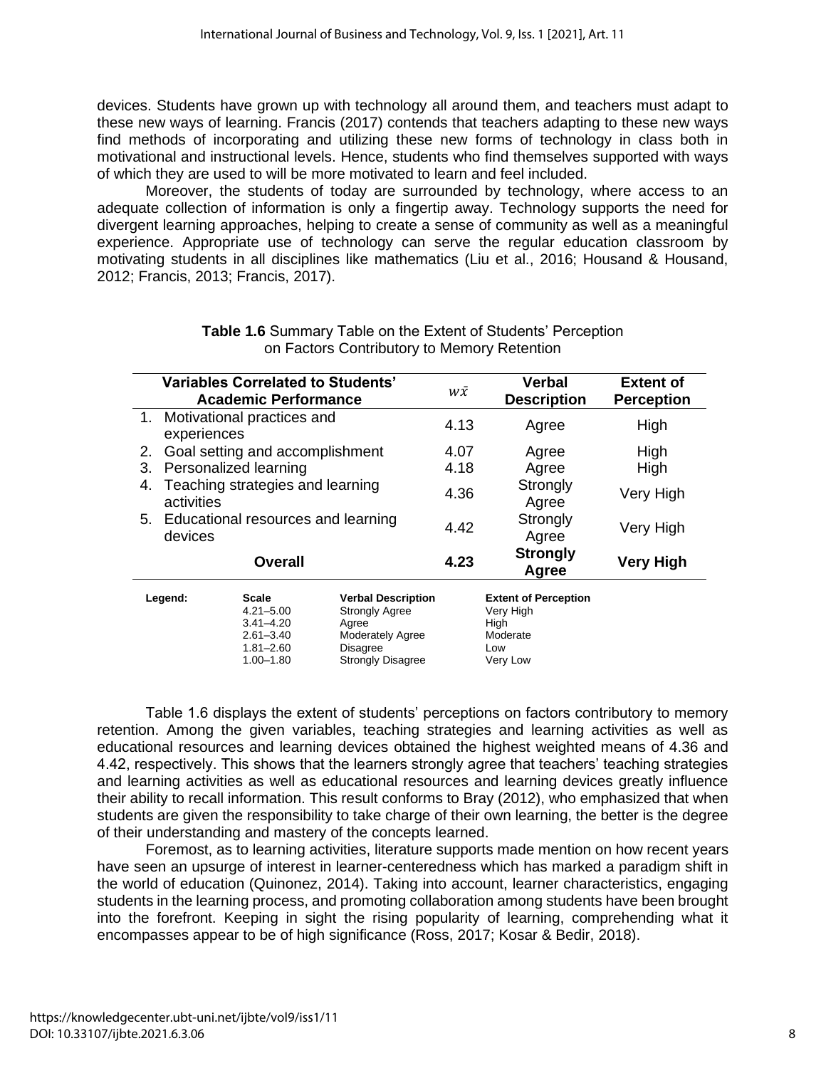devices. Students have grown up with technology all around them, and teachers must adapt to these new ways of learning. Francis (2017) contends that teachers adapting to these new ways find methods of incorporating and utilizing these new forms of technology in class both in motivational and instructional levels. Hence, students who find themselves supported with ways of which they are used to will be more motivated to learn and feel included.

Moreover, the students of today are surrounded by technology, where access to an adequate collection of information is only a fingertip away. Technology supports the need for divergent learning approaches, helping to create a sense of community as well as a meaningful experience. Appropriate use of technology can serve the regular education classroom by motivating students in all disciplines like mathematics (Liu et al., 2016; Housand & Housand, 2012; Francis, 2013; Francis, 2017).

**Table 1.6** Summary Table on the Extent of Students' Perception on Factors Contributory to Memory Retention

| Variables Correlated to Students' Academic Performance | $w\bar{x}$ | Verbal Description | Extent of Perception |
|---|---|---|---|
| 1. Motivational practices and experiences | 4.13 | Agree | High |
| 2. Goal setting and accomplishment | 4.07 | Agree | High |
| 3. Personalized learning | 4.18 | Agree | High |
| 4. Teaching strategies and learning activities | 4.36 | Strongly Agree | Very High |
| 5. Educational resources and learning devices | 4.42 | Strongly Agree | Very High |
| **Overall** | **4.23** | **Strongly Agree** | **Very High** |

| Legend: | Scale | Verbal Description | Extent of Perception |
|---|---|---|---|
| | 4.21–5.00 | Strongly Agree | Very High |
| | 3.41–4.20 | Agree | High |
| | 2.61–3.40 | Moderately Agree | Moderate |
| | 1.81–2.60 | Disagree | Low |
| | 1.00–1.80 | Strongly Disagree | Very Low |

Table 1.6 displays the extent of students' perceptions on factors contributory to memory retention. Among the given variables, teaching strategies and learning activities as well as educational resources and learning devices obtained the highest weighted means of 4.36 and 4.42, respectively. This shows that the learners strongly agree that teachers' teaching strategies and learning activities as well as educational resources and learning devices greatly influence their ability to recall information. This result conforms to Bray (2012), who emphasized that when students are given the responsibility to take charge of their own learning, the better is the degree of their understanding and mastery of the concepts learned.

Foremost, as to learning activities, literature supports made mention on how recent years have seen an upsurge of interest in learner-centeredness which has marked a paradigm shift in the world of education (Quinonez, 2014). Taking into account, learner characteristics, engaging students in the learning process, and promoting collaboration among students have been brought into the forefront. Keeping in sight the rising popularity of learning, comprehending what it encompasses appear to be of high significance (Ross, 2017; Kosar & Bedir, 2018).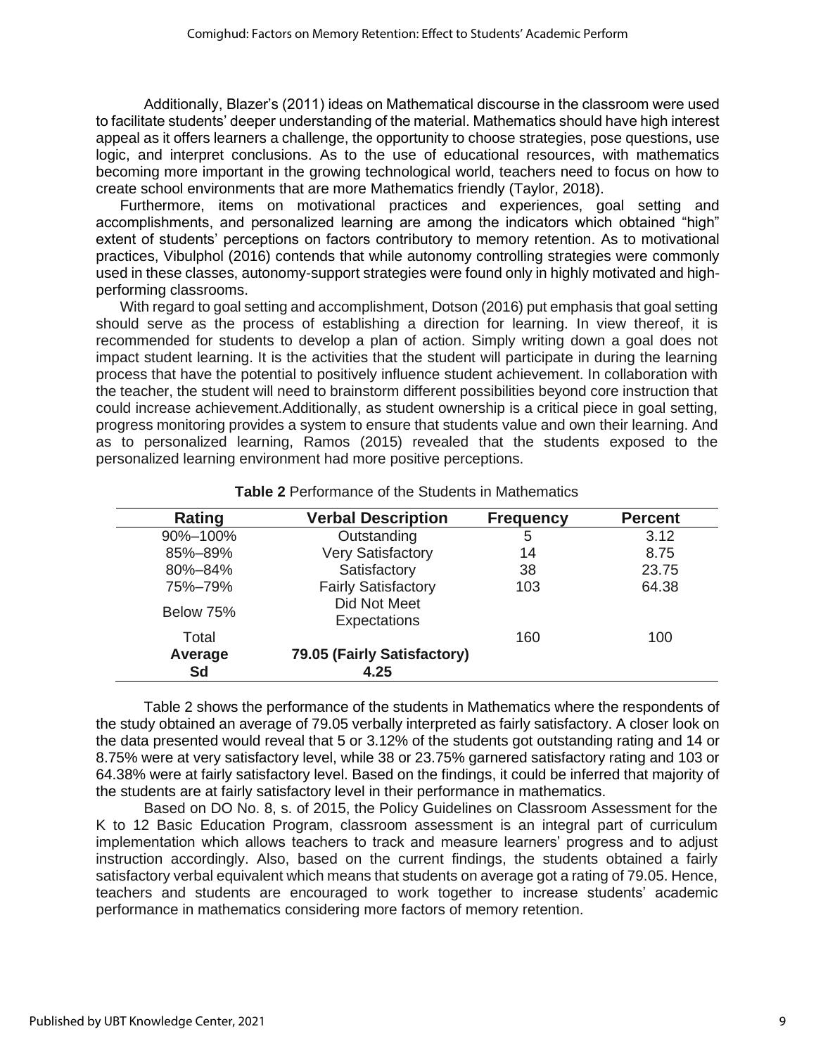Additionally, Blazer's (2011) ideas on Mathematical discourse in the classroom were used to facilitate students' deeper understanding of the material. Mathematics should have high interest appeal as it offers learners a challenge, the opportunity to choose strategies, pose questions, use logic, and interpret conclusions. As to the use of educational resources, with mathematics becoming more important in the growing technological world, teachers need to focus on how to create school environments that are more Mathematics friendly (Taylor, 2018).

Furthermore, items on motivational practices and experiences, goal setting and accomplishments, and personalized learning are among the indicators which obtained "high" extent of students' perceptions on factors contributory to memory retention. As to motivational practices, Vibulphol (2016) contends that while autonomy controlling strategies were commonly used in these classes, autonomy-support strategies were found only in highly motivated and high-performing classrooms.

With regard to goal setting and accomplishment, Dotson (2016) put emphasis that goal setting should serve as the process of establishing a direction for learning. In view thereof, it is recommended for students to develop a plan of action. Simply writing down a goal does not impact student learning. It is the activities that the student will participate in during the learning process that have the potential to positively influence student achievement. In collaboration with the teacher, the student will need to brainstorm different possibilities beyond core instruction that could increase achievement.Additionally, as student ownership is a critical piece in goal setting, progress monitoring provides a system to ensure that students value and own their learning. And as to personalized learning, Ramos (2015) revealed that the students exposed to the personalized learning environment had more positive perceptions.

**Table 2** Performance of the Students in Mathematics

| Rating | Verbal Description | Frequency | Percent |
|---|---|---|---|
| 90%–100% | Outstanding | 5 | 3.12 |
| 85%–89% | Very Satisfactory | 14 | 8.75 |
| 80%–84% | Satisfactory | 38 | 23.75 |
| 75%–79% | Fairly Satisfactory | 103 | 64.38 |
| Below 75% | Did Not Meet Expectations | | |
| Total | | 160 | 100 |
| **Average** | **79.05 (Fairly Satisfactory)** | | |
| **Sd** | **4.25** | | |

Table 2 shows the performance of the students in Mathematics where the respondents of the study obtained an average of 79.05 verbally interpreted as fairly satisfactory. A closer look on the data presented would reveal that 5 or 3.12% of the students got outstanding rating and 14 or 8.75% were at very satisfactory level, while 38 or 23.75% garnered satisfactory rating and 103 or 64.38% were at fairly satisfactory level. Based on the findings, it could be inferred that majority of the students are at fairly satisfactory level in their performance in mathematics.

Based on DO No. 8, s. of 2015, the Policy Guidelines on Classroom Assessment for the K to 12 Basic Education Program, classroom assessment is an integral part of curriculum implementation which allows teachers to track and measure learners' progress and to adjust instruction accordingly. Also, based on the current findings, the students obtained a fairly satisfactory verbal equivalent which means that students on average got a rating of 79.05. Hence, teachers and students are encouraged to work together to increase students' academic performance in mathematics considering more factors of memory retention.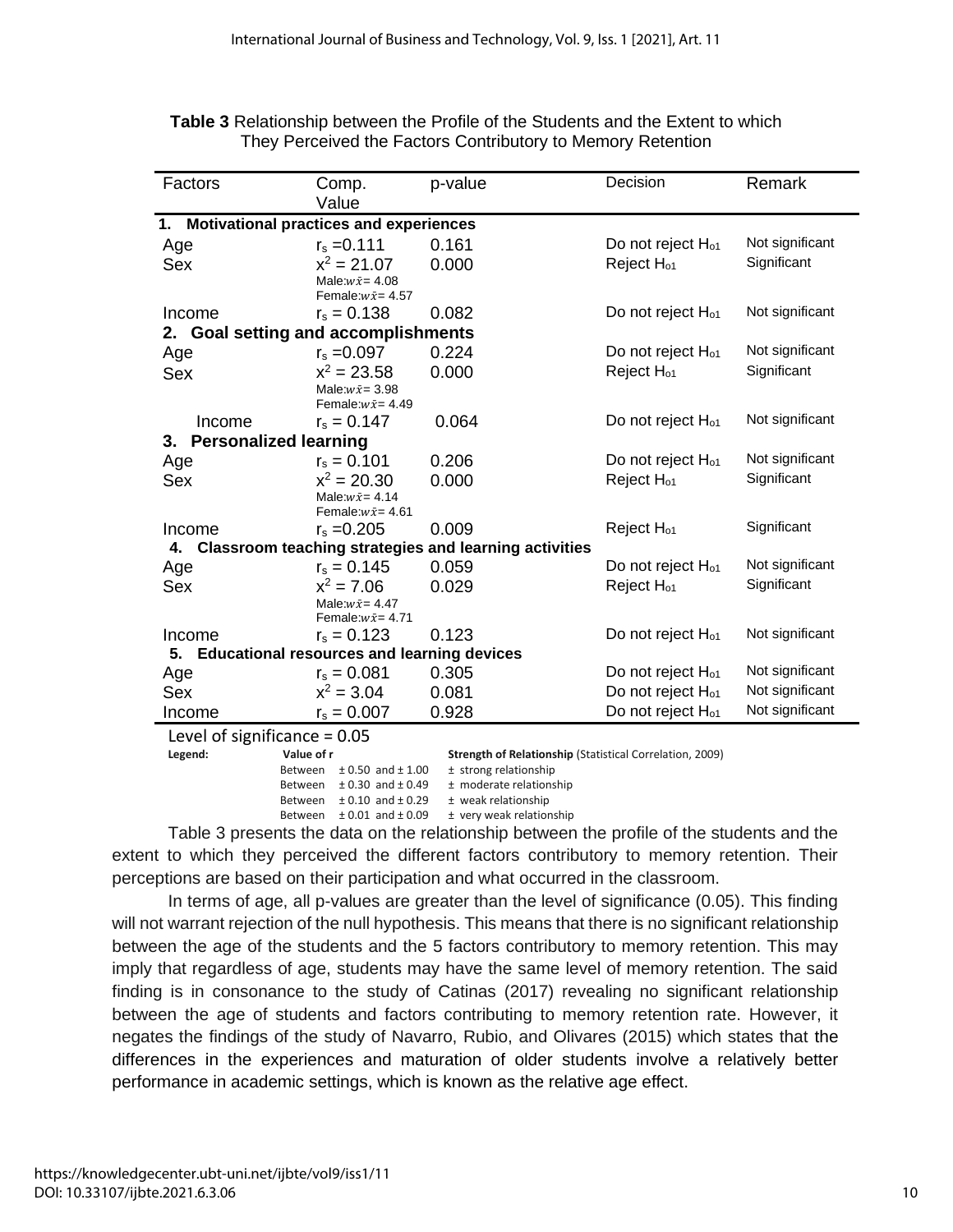**Table 3** Relationship between the Profile of the Students and the Extent to which They Perceived the Factors Contributory to Memory Retention

| Factors | Comp. Value | p-value | Decision | Remark |
|---|---|---|---|---|
| **1. Motivational practices and experiences** | | | | |
| Age | $r_s = 0.111$ | 0.161 | Do not reject $H_{o1}$ | Not significant |
| Sex | $x^2 = 21.07$ Male: $w\bar{x}$ = 4.08 Female: $w\bar{x}$ = 4.57 | 0.000 | Reject $H_{o1}$ | Significant |
| Income | $r_s = 0.138$ | 0.082 | Do not reject $H_{o1}$ | Not significant |
| **2. Goal setting and accomplishments** | | | | |
| Age | $r_s = 0.097$ | 0.224 | Do not reject $H_{o1}$ | Not significant |
| Sex | $x^2 = 23.58$ Male: $w\bar{x}$ = 3.98 Female: $w\bar{x}$ = 4.49 | 0.000 | Reject $H_{o1}$ | Significant |
| Income | $r_s = 0.147$ | 0.064 | Do not reject $H_{o1}$ | Not significant |
| **3. Personalized learning** | | | | |
| Age | $r_s = 0.101$ | 0.206 | Do not reject $H_{o1}$ | Not significant |
| Sex | $x^2 = 20.30$ Male: $w\bar{x}$ = 4.14 Female: $w\bar{x}$ = 4.61 | 0.000 | Reject $H_{o1}$ | Significant |
| Income | $r_s = 0.205$ | 0.009 | Reject $H_{o1}$ | Significant |
| **4. Classroom teaching strategies and learning activities** | | | | |
| Age | $r_s = 0.145$ | 0.059 | Do not reject $H_{o1}$ | Not significant |
| Sex | $x^2 = 7.06$ Male: $w\bar{x}$ = 4.47 Female: $w\bar{x}$ = 4.71 | 0.029 | Reject $H_{o1}$ | Significant |
| Income | $r_s = 0.123$ | 0.123 | Do not reject $H_{o1}$ | Not significant |
| **5. Educational resources and learning devices** | | | | |
| Age | $r_s = 0.081$ | 0.305 | Do not reject $H_{o1}$ | Not significant |
| Sex | $x^2 = 3.04$ | 0.081 | Do not reject $H_{o1}$ | Not significant |
| Income | $r_s = 0.007$ | 0.928 | Do not reject $H_{o1}$ | Not significant |

Level of significance = 0.05

**Legend:**

| Value of r | Strength of Relationship (Statistical Correlation, 2009) |
|---|---|
| Between ± 0.50 and ± 1.00 | ± strong relationship |
| Between ± 0.30 and ± 0.49 | ± moderate relationship |
| Between ± 0.10 and ± 0.29 | ± weak relationship |
| Between ± 0.01 and ± 0.09 | ± very weak relationship |

Table 3 presents the data on the relationship between the profile of the students and the extent to which they perceived the different factors contributory to memory retention. Their perceptions are based on their participation and what occurred in the classroom.

In terms of age, all p-values are greater than the level of significance (0.05). This finding will not warrant rejection of the null hypothesis. This means that there is no significant relationship between the age of the students and the 5 factors contributory to memory retention. This may imply that regardless of age, students may have the same level of memory retention. The said finding is in consonance to the study of Catinas (2017) revealing no significant relationship between the age of students and factors contributing to memory retention rate. However, it negates the findings of the study of Navarro, Rubio, and Olivares (2015) which states that the differences in the experiences and maturation of older students involve a relatively better performance in academic settings, which is known as the relative age effect.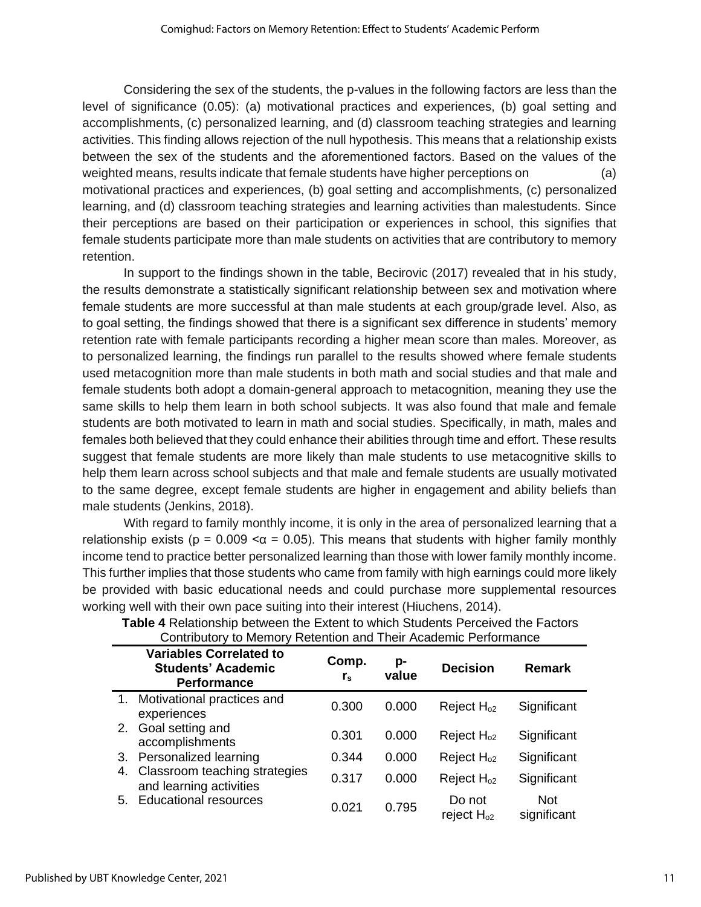Considering the sex of the students, the p-values in the following factors are less than the level of significance (0.05): (a) motivational practices and experiences, (b) goal setting and accomplishments, (c) personalized learning, and (d) classroom teaching strategies and learning activities. This finding allows rejection of the null hypothesis. This means that a relationship exists between the sex of the students and the aforementioned factors. Based on the values of the weighted means, results indicate that female students have higher perceptions on (a) motivational practices and experiences, (b) goal setting and accomplishments, (c) personalized learning, and (d) classroom teaching strategies and learning activities than malestudents. Since their perceptions are based on their participation or experiences in school, this signifies that female students participate more than male students on activities that are contributory to memory retention.

In support to the findings shown in the table, Becirovic (2017) revealed that in his study, the results demonstrate a statistically significant relationship between sex and motivation where female students are more successful at than male students at each group/grade level. Also, as to goal setting, the findings showed that there is a significant sex difference in students' memory retention rate with female participants recording a higher mean score than males. Moreover, as to personalized learning, the findings run parallel to the results showed where female students used metacognition more than male students in both math and social studies and that male and female students both adopt a domain-general approach to metacognition, meaning they use the same skills to help them learn in both school subjects. It was also found that male and female students are both motivated to learn in math and social studies. Specifically, in math, males and females both believed that they could enhance their abilities through time and effort. These results suggest that female students are more likely than male students to use metacognitive skills to help them learn across school subjects and that male and female students are usually motivated to the same degree, except female students are higher in engagement and ability beliefs than male students (Jenkins, 2018).

With regard to family monthly income, it is only in the area of personalized learning that a relationship exists ($p = 0.009 < \alpha = 0.05$). This means that students with higher family monthly income tend to practice better personalized learning than those with lower family monthly income. This further implies that those students who came from family with high earnings could more likely be provided with basic educational needs and could purchase more supplemental resources working well with their own pace suiting into their interest (Hiuchens, 2014).

**Table 4** Relationship between the Extent to which Students Perceived the Factors Contributory to Memory Retention and Their Academic Performance

| Variables Correlated to Students' Academic Performance | Comp. $r_s$ | p-value | Decision | Remark |
|---|---|---|---|---|
| 1. Motivational practices and experiences | 0.300 | 0.000 | Reject $H_{o2}$ | Significant |
| 2. Goal setting and accomplishments | 0.301 | 0.000 | Reject $H_{o2}$ | Significant |
| 3. Personalized learning | 0.344 | 0.000 | Reject $H_{o2}$ | Significant |
| 4. Classroom teaching strategies and learning activities | 0.317 | 0.000 | Reject $H_{o2}$ | Significant |
| 5. Educational resources | 0.021 | 0.795 | Do not reject $H_{o2}$ | Not significant |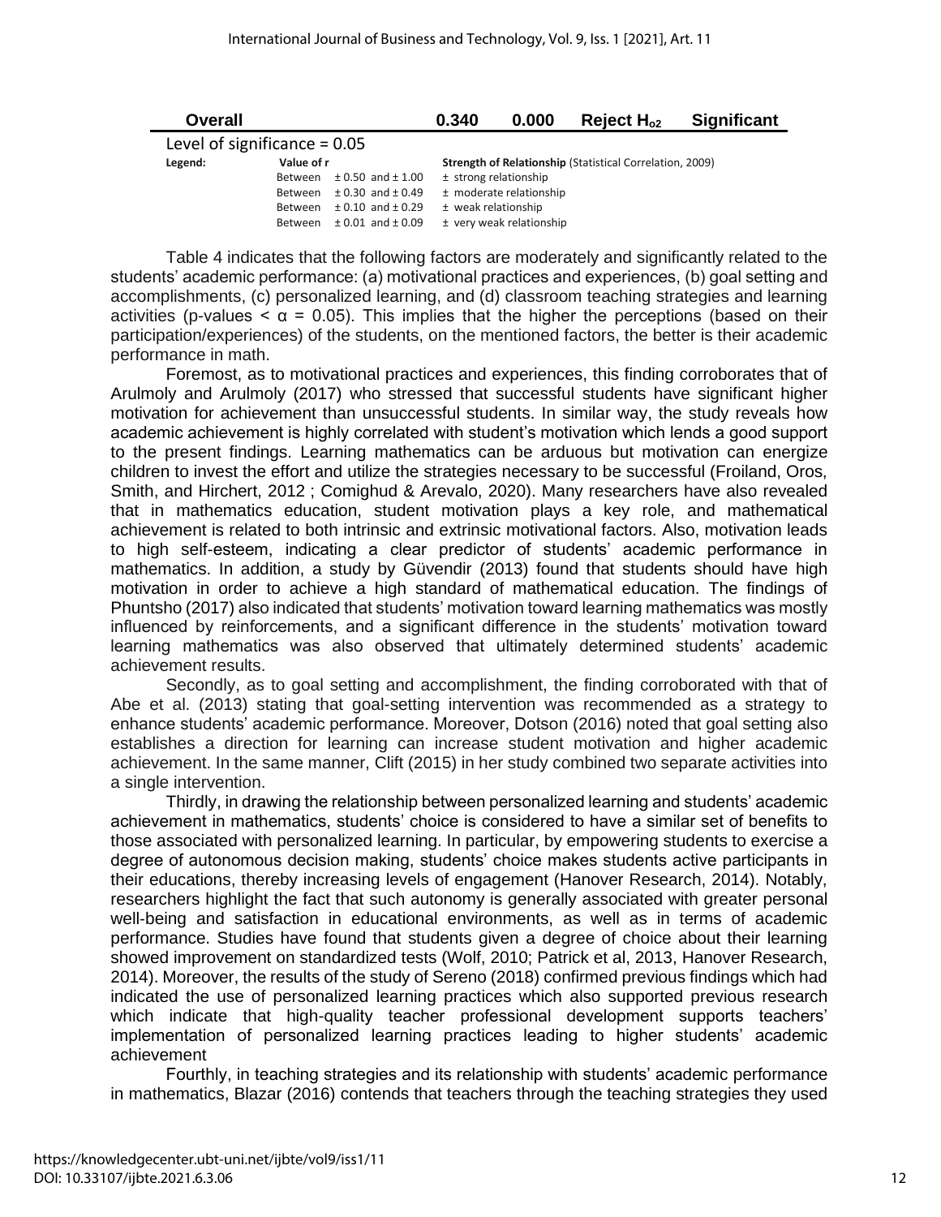| Overall | | 0.340 | 0.000 | Reject $H_{o2}$ | Significant |
|---|---|---|---|---|---|

Level of significance = 0.05

| Legend: | Value of r | Strength of Relationship (Statistical Correlation, 2009) |
|---|---|---|
| | Between ± 0.50 and ± 1.00 | ± strong relationship |
| | Between ± 0.30 and ± 0.49 | ± moderate relationship |
| | Between ± 0.10 and ± 0.29 | ± weak relationship |
| | Between ± 0.01 and ± 0.09 | ± very weak relationship |

Table 4 indicates that the following factors are moderately and significantly related to the students' academic performance: (a) motivational practices and experiences, (b) goal setting and accomplishments, (c) personalized learning, and (d) classroom teaching strategies and learning activities (p-values $< \alpha = 0.05$). This implies that the higher the perceptions (based on their participation/experiences) of the students, on the mentioned factors, the better is their academic performance in math.

Foremost, as to motivational practices and experiences, this finding corroborates that of Arulmoly and Arulmoly (2017) who stressed that successful students have significant higher motivation for achievement than unsuccessful students. In similar way, the study reveals how academic achievement is highly correlated with student's motivation which lends a good support to the present findings. Learning mathematics can be arduous but motivation can energize children to invest the effort and utilize the strategies necessary to be successful (Froiland, Oros, Smith, and Hirchert, 2012 ; Comighud & Arevalo, 2020). Many researchers have also revealed that in mathematics education, student motivation plays a key role, and mathematical achievement is related to both intrinsic and extrinsic motivational factors. Also, motivation leads to high self-esteem, indicating a clear predictor of students' academic performance in mathematics. In addition, a study by Güvendir (2013) found that students should have high motivation in order to achieve a high standard of mathematical education. The findings of Phuntsho (2017) also indicated that students' motivation toward learning mathematics was mostly influenced by reinforcements, and a significant difference in the students' motivation toward learning mathematics was also observed that ultimately determined students' academic achievement results.

Secondly, as to goal setting and accomplishment, the finding corroborated with that of Abe et al. (2013) stating that goal-setting intervention was recommended as a strategy to enhance students' academic performance. Moreover, Dotson (2016) noted that goal setting also establishes a direction for learning can increase student motivation and higher academic achievement. In the same manner, Clift (2015) in her study combined two separate activities into a single intervention.

Thirdly, in drawing the relationship between personalized learning and students' academic achievement in mathematics, students' choice is considered to have a similar set of benefits to those associated with personalized learning. In particular, by empowering students to exercise a degree of autonomous decision making, students' choice makes students active participants in their educations, thereby increasing levels of engagement (Hanover Research, 2014). Notably, researchers highlight the fact that such autonomy is generally associated with greater personal well-being and satisfaction in educational environments, as well as in terms of academic performance. Studies have found that students given a degree of choice about their learning showed improvement on standardized tests (Wolf, 2010; Patrick et al, 2013, Hanover Research, 2014). Moreover, the results of the study of Sereno (2018) confirmed previous findings which had indicated the use of personalized learning practices which also supported previous research which indicate that high-quality teacher professional development supports teachers' implementation of personalized learning practices leading to higher students' academic achievement

Fourthly, in teaching strategies and its relationship with students' academic performance in mathematics, Blazar (2016) contends that teachers through the teaching strategies they used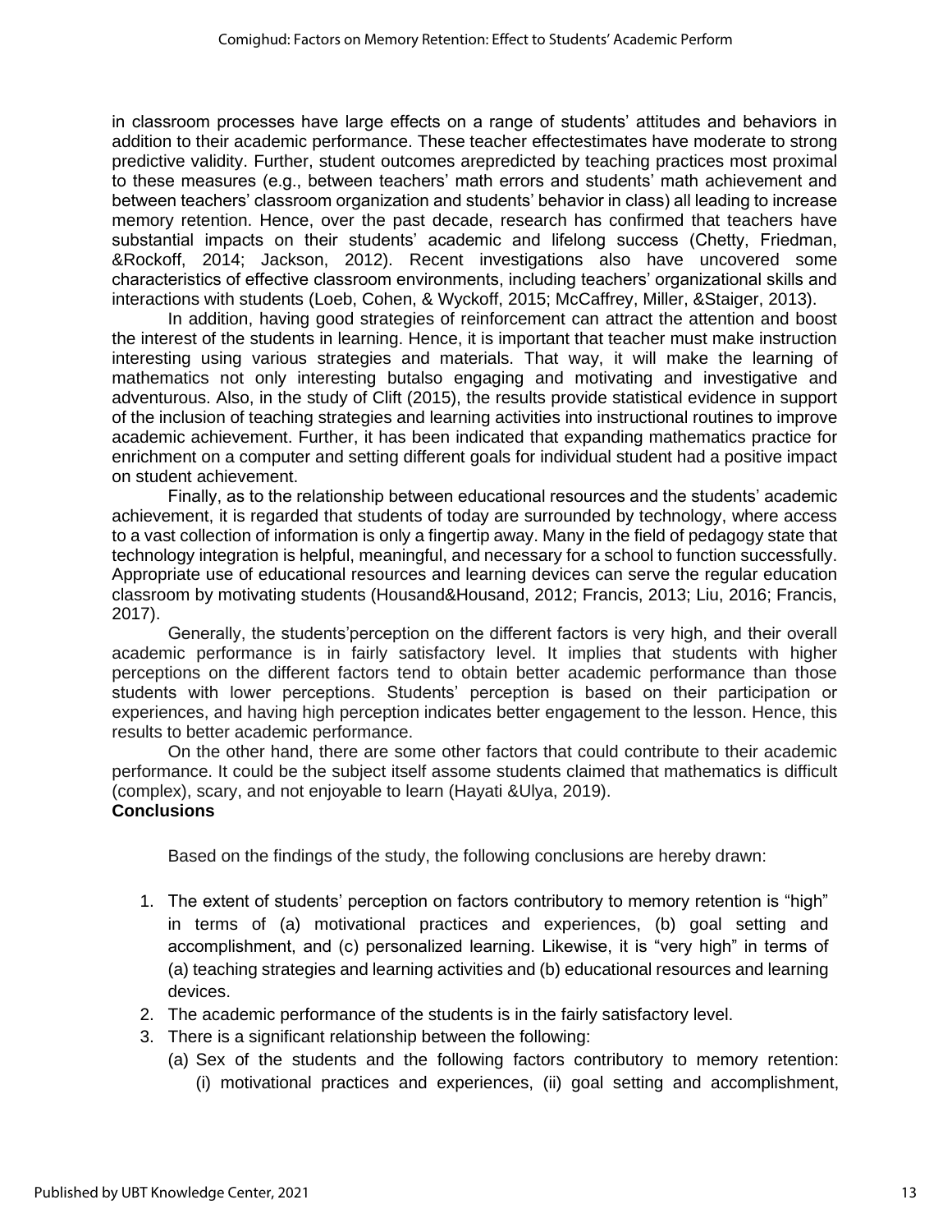in classroom processes have large effects on a range of students' attitudes and behaviors in addition to their academic performance. These teacher effectestimates have moderate to strong predictive validity. Further, student outcomes arepredicted by teaching practices most proximal to these measures (e.g., between teachers' math errors and students' math achievement and between teachers' classroom organization and students' behavior in class) all leading to increase memory retention. Hence, over the past decade, research has confirmed that teachers have substantial impacts on their students' academic and lifelong success (Chetty, Friedman, &Rockoff, 2014; Jackson, 2012). Recent investigations also have uncovered some characteristics of effective classroom environments, including teachers' organizational skills and interactions with students (Loeb, Cohen, & Wyckoff, 2015; McCaffrey, Miller, &Staiger, 2013).

In addition, having good strategies of reinforcement can attract the attention and boost the interest of the students in learning. Hence, it is important that teacher must make instruction interesting using various strategies and materials. That way, it will make the learning of mathematics not only interesting butalso engaging and motivating and investigative and adventurous. Also, in the study of Clift (2015), the results provide statistical evidence in support of the inclusion of teaching strategies and learning activities into instructional routines to improve academic achievement. Further, it has been indicated that expanding mathematics practice for enrichment on a computer and setting different goals for individual student had a positive impact on student achievement.

Finally, as to the relationship between educational resources and the students' academic achievement, it is regarded that students of today are surrounded by technology, where access to a vast collection of information is only a fingertip away. Many in the field of pedagogy state that technology integration is helpful, meaningful, and necessary for a school to function successfully. Appropriate use of educational resources and learning devices can serve the regular education classroom by motivating students (Housand&Housand, 2012; Francis, 2013; Liu, 2016; Francis, 2017).

Generally, the students'perception on the different factors is very high, and their overall academic performance is in fairly satisfactory level. It implies that students with higher perceptions on the different factors tend to obtain better academic performance than those students with lower perceptions. Students' perception is based on their participation or experiences, and having high perception indicates better engagement to the lesson. Hence, this results to better academic performance.

On the other hand, there are some other factors that could contribute to their academic performance. It could be the subject itself assome students claimed that mathematics is difficult (complex), scary, and not enjoyable to learn (Hayati &Ulya, 2019).

**Conclusions**

Based on the findings of the study, the following conclusions are hereby drawn:

1. The extent of students' perception on factors contributory to memory retention is "high" in terms of (a) motivational practices and experiences, (b) goal setting and accomplishment, and (c) personalized learning. Likewise, it is "very high" in terms of (a) teaching strategies and learning activities and (b) educational resources and learning devices.
2. The academic performance of the students is in the fairly satisfactory level.
3. There is a significant relationship between the following:
   (a) Sex of the students and the following factors contributory to memory retention: (i) motivational practices and experiences, (ii) goal setting and accomplishment,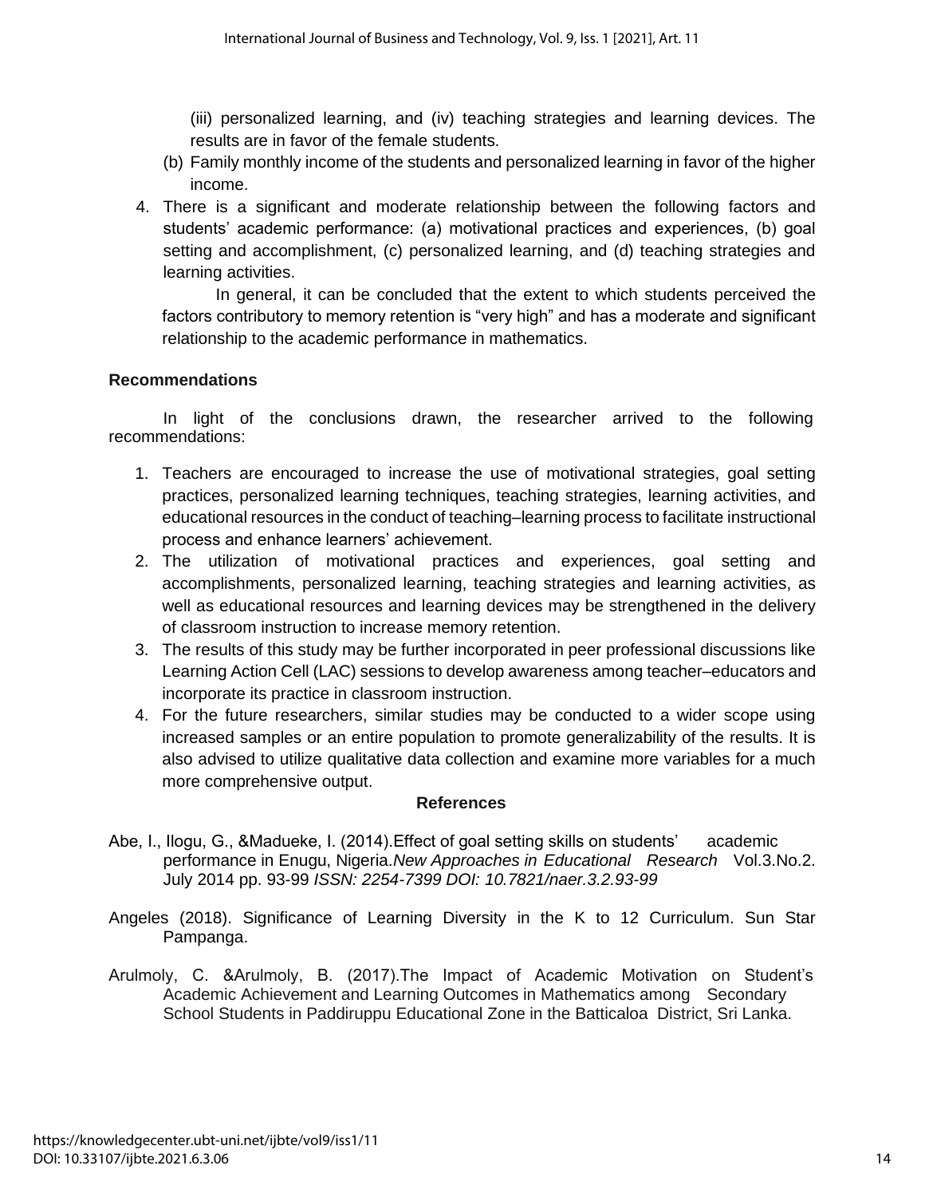(iii) personalized learning, and (iv) teaching strategies and learning devices. The results are in favor of the female students.

(b) Family monthly income of the students and personalized learning in favor of the higher income.

4. There is a significant and moderate relationship between the following factors and students' academic performance: (a) motivational practices and experiences, (b) goal setting and accomplishment, (c) personalized learning, and (d) teaching strategies and learning activities.

   In general, it can be concluded that the extent to which students perceived the factors contributory to memory retention is "very high" and has a moderate and significant relationship to the academic performance in mathematics.

## Recommendations

In light of the conclusions drawn, the researcher arrived to the following recommendations:

1. Teachers are encouraged to increase the use of motivational strategies, goal setting practices, personalized learning techniques, teaching strategies, learning activities, and educational resources in the conduct of teaching–learning process to facilitate instructional process and enhance learners' achievement.
2. The utilization of motivational practices and experiences, goal setting and accomplishments, personalized learning, teaching strategies and learning activities, as well as educational resources and learning devices may be strengthened in the delivery of classroom instruction to increase memory retention.
3. The results of this study may be further incorporated in peer professional discussions like Learning Action Cell (LAC) sessions to develop awareness among teacher–educators and incorporate its practice in classroom instruction.
4. For the future researchers, similar studies may be conducted to a wider scope using increased samples or an entire population to promote generalizability of the results. It is also advised to utilize qualitative data collection and examine more variables for a much more comprehensive output.

## References

Abe, I., Ilogu, G., &Madueke, I. (2014).Effect of goal setting skills on students' academic performance in Enugu, Nigeria.*New Approaches in Educational Research* Vol.3.No.2. July 2014 pp. 93-99 *ISSN: 2254-7399 DOI: 10.7821/naer.3.2.93-99*

Angeles (2018). Significance of Learning Diversity in the K to 12 Curriculum. Sun Star Pampanga.

Arulmoly, C. &Arulmoly, B. (2017).The Impact of Academic Motivation on Student's Academic Achievement and Learning Outcomes in Mathematics among Secondary School Students in Paddiruppu Educational Zone in the Batticaloa District, Sri Lanka.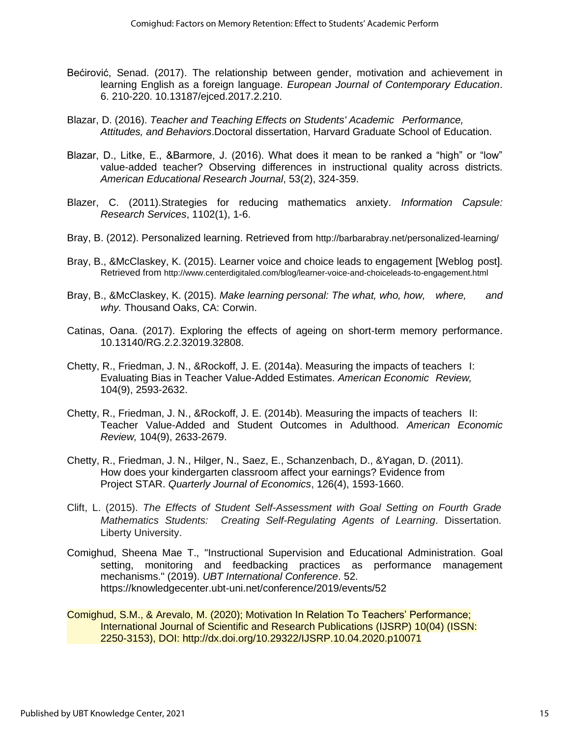Bećirović, Senad. (2017). The relationship between gender, motivation and achievement in learning English as a foreign language. *European Journal of Contemporary Education*. 6. 210-220. 10.13187/ejced.2017.2.210.

Blazar, D. (2016). *Teacher and Teaching Effects on Students' Academic Performance, Attitudes, and Behaviors*.Doctoral dissertation, Harvard Graduate School of Education.

Blazar, D., Litke, E., &Barmore, J. (2016). What does it mean to be ranked a "high" or "low" value-added teacher? Observing differences in instructional quality across districts. *American Educational Research Journal*, 53(2), 324-359.

Blazer, C. (2011).Strategies for reducing mathematics anxiety. *Information Capsule: Research Services*, 1102(1), 1-6.

Bray, B. (2012). Personalized learning. Retrieved from http://barbarabray.net/personalized-learning/

Bray, B., &McClaskey, K. (2015). Learner voice and choice leads to engagement [Weblog post]. Retrieved from http://www.centerdigitaled.com/blog/learner-voice-and-choiceleads-to-engagement.html

Bray, B., &McClaskey, K. (2015). *Make learning personal: The what, who, how, where, and why.* Thousand Oaks, CA: Corwin.

Catinas, Oana. (2017). Exploring the effects of ageing on short-term memory performance. 10.13140/RG.2.2.32019.32808.

Chetty, R., Friedman, J. N., &Rockoff, J. E. (2014a). Measuring the impacts of teachers I: Evaluating Bias in Teacher Value-Added Estimates. *American Economic Review,* 104(9), 2593-2632.

Chetty, R., Friedman, J. N., &Rockoff, J. E. (2014b). Measuring the impacts of teachers II: Teacher Value-Added and Student Outcomes in Adulthood. *American Economic Review,* 104(9), 2633-2679.

Chetty, R., Friedman, J. N., Hilger, N., Saez, E., Schanzenbach, D., &Yagan, D. (2011). How does your kindergarten classroom affect your earnings? Evidence from Project STAR. *Quarterly Journal of Economics*, 126(4), 1593-1660.

Clift, L. (2015). *The Effects of Student Self-Assessment with Goal Setting on Fourth Grade Mathematics Students: Creating Self-Regulating Agents of Learning*. Dissertation. Liberty University.

Comighud, Sheena Mae T., "Instructional Supervision and Educational Administration. Goal setting, monitoring and feedbacking practices as performance management mechanisms." (2019). *UBT International Conference*. 52. https://knowledgecenter.ubt-uni.net/conference/2019/events/52

Comighud, S.M., & Arevalo, M. (2020); Motivation In Relation To Teachers' Performance; International Journal of Scientific and Research Publications (IJSRP) 10(04) (ISSN: 2250-3153), DOI: http://dx.doi.org/10.29322/IJSRP.10.04.2020.p10071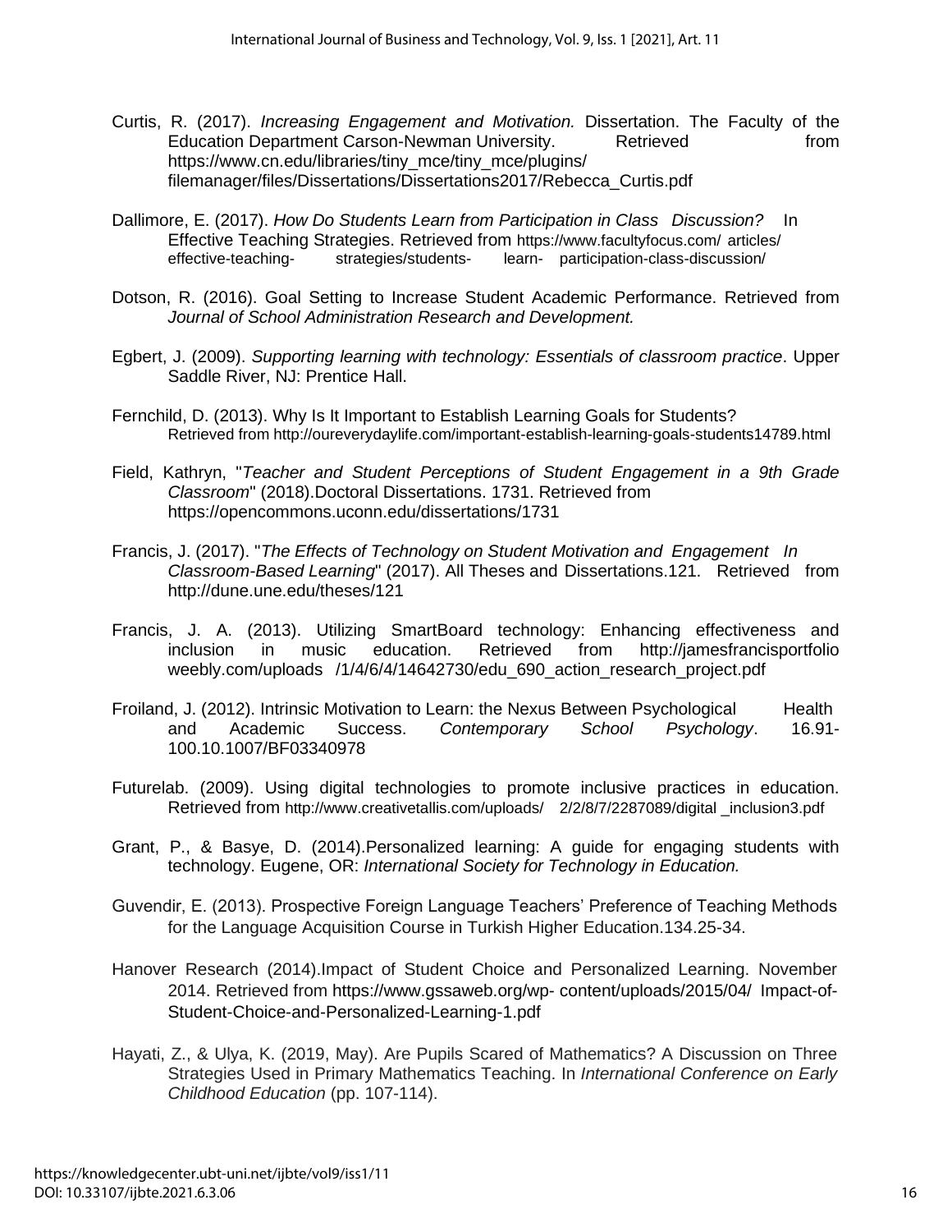Curtis, R. (2017). *Increasing Engagement and Motivation.* Dissertation. The Faculty of the Education Department Carson-Newman University. Retrieved from https://www.cn.edu/libraries/tiny_mce/tiny_mce/plugins/ filemanager/files/Dissertations/Dissertations2017/Rebecca_Curtis.pdf

Dallimore, E. (2017). *How Do Students Learn from Participation in Class Discussion?* In Effective Teaching Strategies. Retrieved from https://www.facultyfocus.com/ articles/ effective-teaching- strategies/students- learn- participation-class-discussion/

Dotson, R. (2016). Goal Setting to Increase Student Academic Performance. Retrieved from *Journal of School Administration Research and Development.*

Egbert, J. (2009). *Supporting learning with technology: Essentials of classroom practice*. Upper Saddle River, NJ: Prentice Hall.

Fernchild, D. (2013). Why Is It Important to Establish Learning Goals for Students? Retrieved from http://oureverydaylife.com/important-establish-learning-goals-students14789.html

Field, Kathryn, "*Teacher and Student Perceptions of Student Engagement in a 9th Grade Classroom*" (2018).Doctoral Dissertations. 1731. Retrieved from https://opencommons.uconn.edu/dissertations/1731

Francis, J. (2017). "*The Effects of Technology on Student Motivation and Engagement In Classroom-Based Learning*" (2017). All Theses and Dissertations.121. Retrieved from http://dune.une.edu/theses/121

Francis, J. A. (2013). Utilizing SmartBoard technology: Enhancing effectiveness and inclusion in music education. Retrieved from http://jamesfrancisportfolio weebly.com/uploads /1/4/6/4/14642730/edu_690_action_research_project.pdf

Froiland, J. (2012). Intrinsic Motivation to Learn: the Nexus Between Psychological Health and Academic Success. *Contemporary School Psychology*. 16.91-100.10.1007/BF03340978

Futurelab. (2009). Using digital technologies to promote inclusive practices in education. Retrieved from http://www.creativetallis.com/uploads/ 2/2/8/7/2287089/digital _inclusion3.pdf

Grant, P., & Basye, D. (2014).Personalized learning: A guide for engaging students with technology. Eugene, OR: *International Society for Technology in Education.*

Guvendir, E. (2013). Prospective Foreign Language Teachers' Preference of Teaching Methods for the Language Acquisition Course in Turkish Higher Education.134.25-34.

Hanover Research (2014).Impact of Student Choice and Personalized Learning. November 2014. Retrieved from https://www.gssaweb.org/wp- content/uploads/2015/04/ Impact-of-Student-Choice-and-Personalized-Learning-1.pdf

Hayati, Z., & Ulya, K. (2019, May). Are Pupils Scared of Mathematics? A Discussion on Three Strategies Used in Primary Mathematics Teaching. In *International Conference on Early Childhood Education* (pp. 107-114).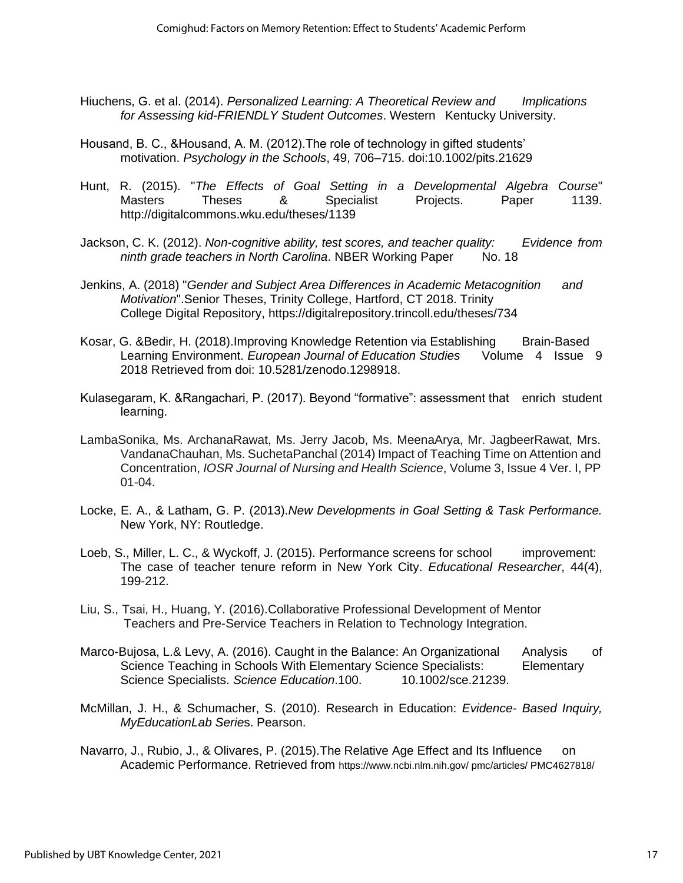Hiuchens, G. et al. (2014). *Personalized Learning: A Theoretical Review and Implications for Assessing kid-FRIENDLY Student Outcomes*. Western Kentucky University.

Housand, B. C., &Housand, A. M. (2012).The role of technology in gifted students' motivation. *Psychology in the Schools*, 49, 706–715. doi:10.1002/pits.21629

Hunt, R. (2015). "*The Effects of Goal Setting in a Developmental Algebra Course*" Masters Theses & Specialist Projects. Paper 1139. http://digitalcommons.wku.edu/theses/1139

Jackson, C. K. (2012). *Non-cognitive ability, test scores, and teacher quality: Evidence from ninth grade teachers in North Carolina*. NBER Working Paper No. 18

Jenkins, A. (2018) "*Gender and Subject Area Differences in Academic Metacognition and Motivation*".Senior Theses, Trinity College, Hartford, CT 2018. Trinity College Digital Repository, https://digitalrepository.trincoll.edu/theses/734

Kosar, G. &Bedir, H. (2018).Improving Knowledge Retention via Establishing Brain-Based Learning Environment. *European Journal of Education Studies* Volume 4 Issue 9 2018 Retrieved from doi: 10.5281/zenodo.1298918.

Kulasegaram, K. &Rangachari, P. (2017). Beyond "formative": assessment that enrich student learning.

LambaSonika, Ms. ArchanaRawat, Ms. Jerry Jacob, Ms. MeenaArya, Mr. JagbeerRawat, Mrs. VandanaChauhan, Ms. SuchetaPanchal (2014) Impact of Teaching Time on Attention and Concentration, *IOSR Journal of Nursing and Health Science*, Volume 3, Issue 4 Ver. I, PP 01-04.

Locke, E. A., & Latham, G. P. (2013).*New Developments in Goal Setting & Task Performance.* New York, NY: Routledge.

Loeb, S., Miller, L. C., & Wyckoff, J. (2015). Performance screens for school improvement: The case of teacher tenure reform in New York City. *Educational Researcher*, 44(4), 199-212.

Liu, S., Tsai, H., Huang, Y. (2016).Collaborative Professional Development of Mentor Teachers and Pre-Service Teachers in Relation to Technology Integration.

Marco-Bujosa, L.& Levy, A. (2016). Caught in the Balance: An Organizational Analysis of Science Teaching in Schools With Elementary Science Specialists: Elementary Science Specialists. *Science Education*.100. 10.1002/sce.21239.

McMillan, J. H., & Schumacher, S. (2010). Research in Education: *Evidence- Based Inquiry, MyEducationLab Serie*s. Pearson.

Navarro, J., Rubio, J., & Olivares, P. (2015).The Relative Age Effect and Its Influence on Academic Performance. Retrieved from https://www.ncbi.nlm.nih.gov/ pmc/articles/ PMC4627818/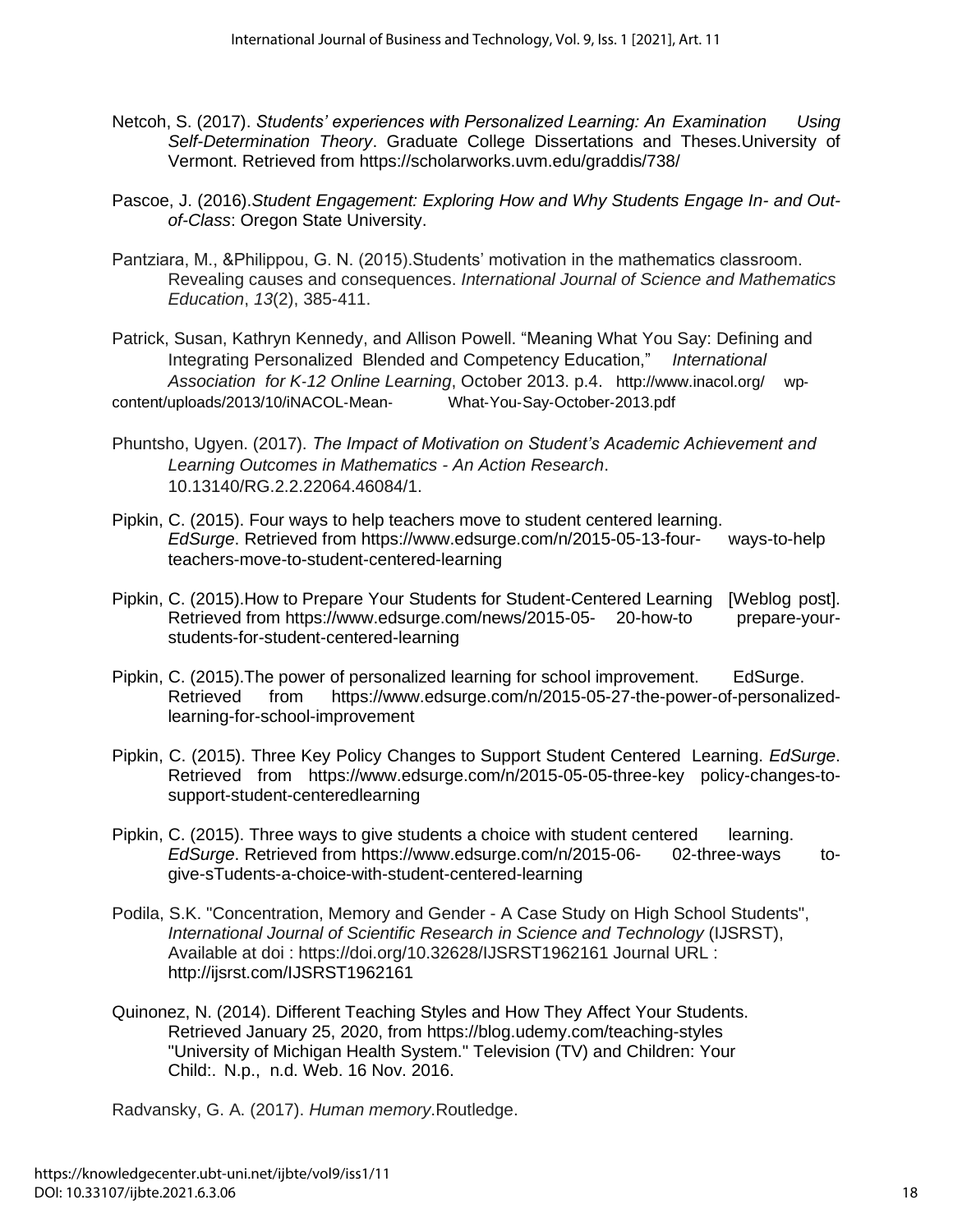Netcoh, S. (2017). *Students' experiences with Personalized Learning: An Examination Using Self-Determination Theory*. Graduate College Dissertations and Theses.University of Vermont. Retrieved from https://scholarworks.uvm.edu/graddis/738/

Pascoe, J. (2016).*Student Engagement: Exploring How and Why Students Engage In- and Out-of-Class*: Oregon State University.

Pantziara, M., &Philippou, G. N. (2015).Students' motivation in the mathematics classroom. Revealing causes and consequences. *International Journal of Science and Mathematics Education*, *13*(2), 385-411.

Patrick, Susan, Kathryn Kennedy, and Allison Powell. "Meaning What You Say: Defining and Integrating Personalized Blended and Competency Education," *International Association for K-12 Online Learning*, October 2013. p.4. http://www.inacol.org/ wp-content/uploads/2013/10/iNACOL-Mean- What-You-Say-October-2013.pdf

Phuntsho, Ugyen. (2017). *The Impact of Motivation on Student's Academic Achievement and Learning Outcomes in Mathematics - An Action Research*. 10.13140/RG.2.2.22064.46084/1.

Pipkin, C. (2015). Four ways to help teachers move to student centered learning. *EdSurge*. Retrieved from https://www.edsurge.com/n/2015-05-13-four- ways-to-help teachers-move-to-student-centered-learning

Pipkin, C. (2015).How to Prepare Your Students for Student-Centered Learning [Weblog post]. Retrieved from https://www.edsurge.com/news/2015-05- 20-how-to prepare-your-students-for-student-centered-learning

Pipkin, C. (2015).The power of personalized learning for school improvement. EdSurge. Retrieved from https://www.edsurge.com/n/2015-05-27-the-power-of-personalized-learning-for-school-improvement

Pipkin, C. (2015). Three Key Policy Changes to Support Student Centered Learning. *EdSurge*. Retrieved from https://www.edsurge.com/n/2015-05-05-three-key policy-changes-to-support-student-centeredlearning

Pipkin, C. (2015). Three ways to give students a choice with student centered learning. *EdSurge*. Retrieved from https://www.edsurge.com/n/2015-06- 02-three-ways to-give-sTudents-a-choice-with-student-centered-learning

Podila, S.K. "Concentration, Memory and Gender - A Case Study on High School Students", *International Journal of Scientific Research in Science and Technology* (IJSRST), Available at doi : https://doi.org/10.32628/IJSRST1962161 Journal URL : http://ijsrst.com/IJSRST1962161

Quinonez, N. (2014). Different Teaching Styles and How They Affect Your Students. Retrieved January 25, 2020, from https://blog.udemy.com/teaching-styles "University of Michigan Health System." Television (TV) and Children: Your Child:. N.p., n.d. Web. 16 Nov. 2016.

Radvansky, G. A. (2017). *Human memory*.Routledge.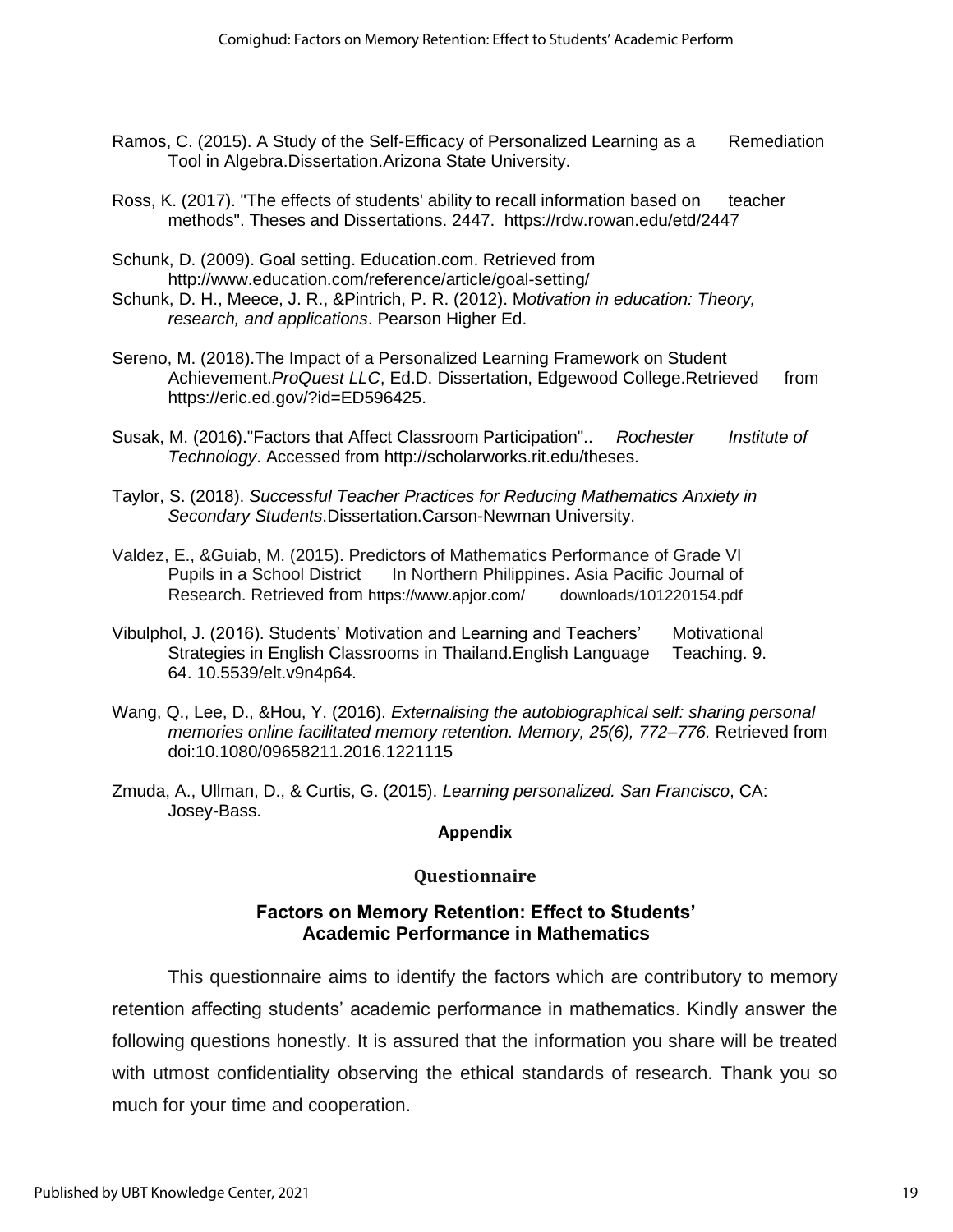Ramos, C. (2015). A Study of the Self-Efficacy of Personalized Learning as a Remediation Tool in Algebra.Dissertation.Arizona State University.

Ross, K. (2017). "The effects of students' ability to recall information based on teacher methods". Theses and Dissertations. 2447. https://rdw.rowan.edu/etd/2447

Schunk, D. (2009). Goal setting. Education.com. Retrieved from http://www.education.com/reference/article/goal-setting/

Schunk, D. H., Meece, J. R., &Pintrich, P. R. (2012). M*otivation in education: Theory, research, and applications*. Pearson Higher Ed.

Sereno, M. (2018).The Impact of a Personalized Learning Framework on Student Achievement.*ProQuest LLC*, Ed.D. Dissertation, Edgewood College.Retrieved from https://eric.ed.gov/?id=ED596425.

Susak, M. (2016)."Factors that Affect Classroom Participation".. *Rochester Institute of Technology*. Accessed from http://scholarworks.rit.edu/theses.

Taylor, S. (2018). *Successful Teacher Practices for Reducing Mathematics Anxiety in Secondary Students*.Dissertation.Carson-Newman University.

Valdez, E., &Guiab, M. (2015). Predictors of Mathematics Performance of Grade VI Pupils in a School District In Northern Philippines. Asia Pacific Journal of Research. Retrieved from https://www.apjor.com/ downloads/101220154.pdf

Vibulphol, J. (2016). Students' Motivation and Learning and Teachers' Motivational Strategies in English Classrooms in Thailand.English Language Teaching. 9. 64. 10.5539/elt.v9n4p64.

Wang, Q., Lee, D., &Hou, Y. (2016). *Externalising the autobiographical self: sharing personal memories online facilitated memory retention. Memory, 25(6), 772–776.* Retrieved from doi:10.1080/09658211.2016.1221115

Zmuda, A., Ullman, D., & Curtis, G. (2015). *Learning personalized. San Francisco*, CA: Josey-Bass.

## Appendix

### Questionnaire

### Factors on Memory Retention: Effect to Students' Academic Performance in Mathematics

This questionnaire aims to identify the factors which are contributory to memory retention affecting students' academic performance in mathematics. Kindly answer the following questions honestly. It is assured that the information you share will be treated with utmost confidentiality observing the ethical standards of research. Thank you so much for your time and cooperation.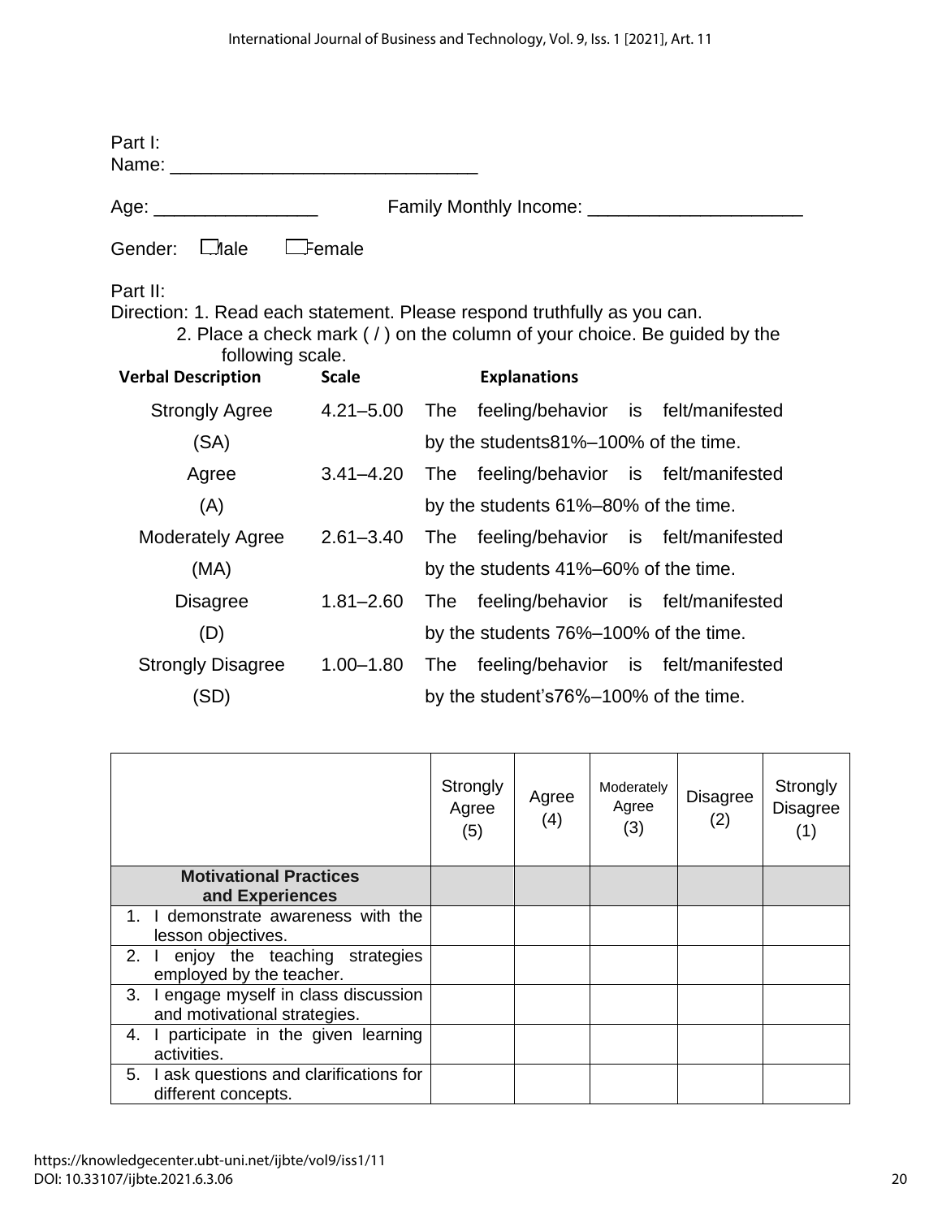Part I:
Name: ______________________________

Age: ________________ Family Monthly Income: _____________________

Gender: ☐Male ☐Female

Part II:
Direction: 1. Read each statement. Please respond truthfully as you can.
2. Place a check mark ( / ) on the column of your choice. Be guided by the following scale.

| **Verbal Description** | **Scale** | **Explanations** |
|---|---|---|
| Strongly Agree (SA) | 4.21–5.00 | The feeling/behavior is felt/manifested by the students81%–100% of the time. |
| Agree (A) | 3.41–4.20 | The feeling/behavior is felt/manifested by the students 61%–80% of the time. |
| Moderately Agree (MA) | 2.61–3.40 | The feeling/behavior is felt/manifested by the students 41%–60% of the time. |
| Disagree (D) | 1.81–2.60 | The feeling/behavior is felt/manifested by the students 76%–100% of the time. |
| Strongly Disagree (SD) | 1.00–1.80 | The feeling/behavior is felt/manifested by the student's76%–100% of the time. |

| | Strongly Agree (5) | Agree (4) | Moderately Agree (3) | Disagree (2) | Strongly Disagree (1) |
|---|---|---|---|---|---|
| **Motivational Practices and Experiences** | | | | | |
| 1. I demonstrate awareness with the lesson objectives. | | | | | |
| 2. I enjoy the teaching strategies employed by the teacher. | | | | | |
| 3. I engage myself in class discussion and motivational strategies. | | | | | |
| 4. I participate in the given learning activities. | | | | | |
| 5. I ask questions and clarifications for different concepts. | | | | | |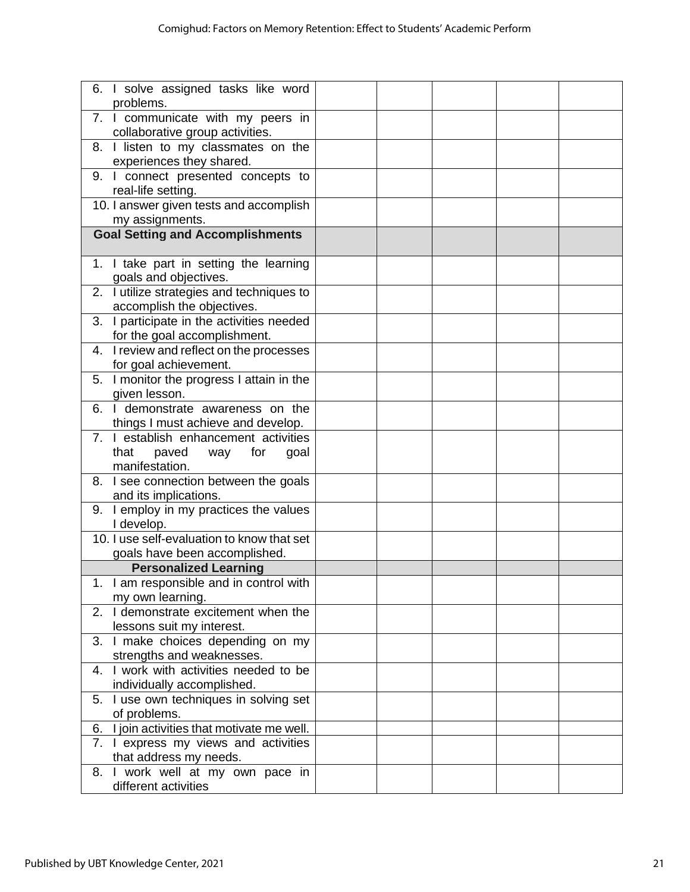| | | | | | |
|---|---|---|---|---|---|
| 6. I solve assigned tasks like word problems. | | | | | |
| 7. I communicate with my peers in collaborative group activities. | | | | | |
| 8. I listen to my classmates on the experiences they shared. | | | | | |
| 9. I connect presented concepts to real-life setting. | | | | | |
| 10. I answer given tests and accomplish my assignments. | | | | | |
| **Goal Setting and Accomplishments** | | | | | |
| 1. I take part in setting the learning goals and objectives. | | | | | |
| 2. I utilize strategies and techniques to accomplish the objectives. | | | | | |
| 3. I participate in the activities needed for the goal accomplishment. | | | | | |
| 4. I review and reflect on the processes for goal achievement. | | | | | |
| 5. I monitor the progress I attain in the given lesson. | | | | | |
| 6. I demonstrate awareness on the things I must achieve and develop. | | | | | |
| 7. I establish enhancement activities that paved way for goal manifestation. | | | | | |
| 8. I see connection between the goals and its implications. | | | | | |
| 9. I employ in my practices the values I develop. | | | | | |
| 10. I use self-evaluation to know that set goals have been accomplished. | | | | | |
| **Personalized Learning** | | | | | |
| 1. I am responsible and in control with my own learning. | | | | | |
| 2. I demonstrate excitement when the lessons suit my interest. | | | | | |
| 3. I make choices depending on my strengths and weaknesses. | | | | | |
| 4. I work with activities needed to be individually accomplished. | | | | | |
| 5. I use own techniques in solving set of problems. | | | | | |
| 6. I join activities that motivate me well. | | | | | |
| 7. I express my views and activities that address my needs. | | | | | |
| 8. I work well at my own pace in different activities | | | | | |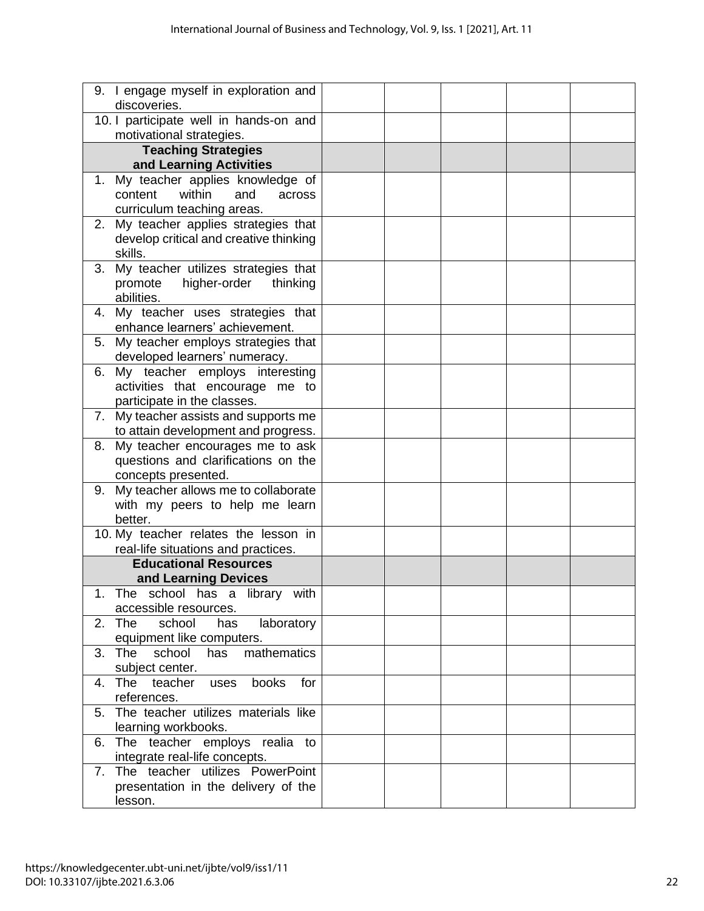| | | | | | |
|---|---|---|---|---|---|
| 9. I engage myself in exploration and discoveries. | | | | | |
| 10. I participate well in hands-on and motivational strategies. | | | | | |
| **Teaching Strategies and Learning Activities** | | | | | |
| 1. My teacher applies knowledge of content within and across curriculum teaching areas. | | | | | |
| 2. My teacher applies strategies that develop critical and creative thinking skills. | | | | | |
| 3. My teacher utilizes strategies that promote higher-order thinking abilities. | | | | | |
| 4. My teacher uses strategies that enhance learners' achievement. | | | | | |
| 5. My teacher employs strategies that developed learners' numeracy. | | | | | |
| 6. My teacher employs interesting activities that encourage me to participate in the classes. | | | | | |
| 7. My teacher assists and supports me to attain development and progress. | | | | | |
| 8. My teacher encourages me to ask questions and clarifications on the concepts presented. | | | | | |
| 9. My teacher allows me to collaborate with my peers to help me learn better. | | | | | |
| 10. My teacher relates the lesson in real-life situations and practices. | | | | | |
| **Educational Resources and Learning Devices** | | | | | |
| 1. The school has a library with accessible resources. | | | | | |
| 2. The school has laboratory equipment like computers. | | | | | |
| 3. The school has mathematics subject center. | | | | | |
| 4. The teacher uses books for references. | | | | | |
| 5. The teacher utilizes materials like learning workbooks. | | | | | |
| 6. The teacher employs realia to integrate real-life concepts. | | | | | |
| 7. The teacher utilizes PowerPoint presentation in the delivery of the lesson. | | | | | |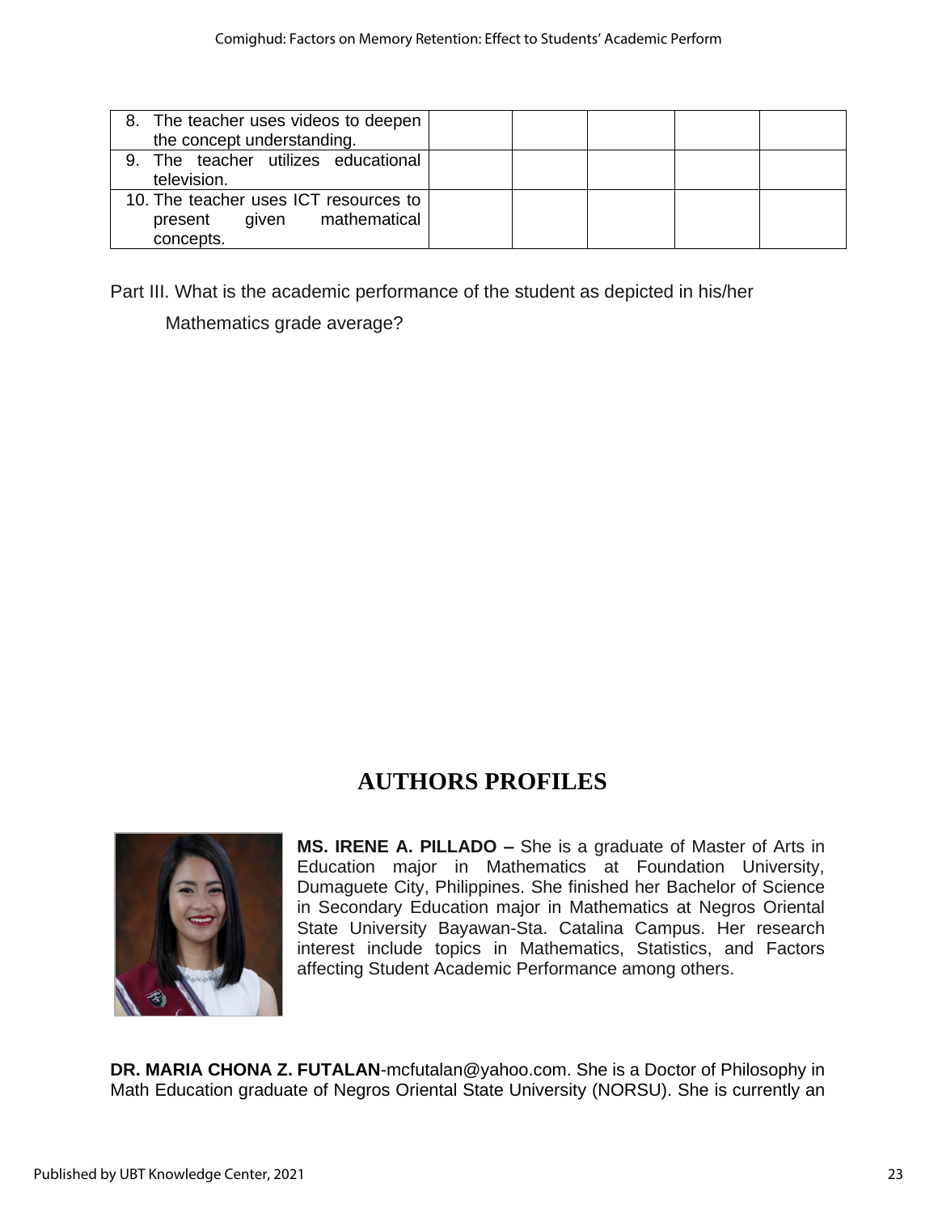| | | | | | |
|---|---|---|---|---|---|
| 8. The teacher uses videos to deepen the concept understanding. | | | | | |
| 9. The teacher utilizes educational television. | | | | | |
| 10. The teacher uses ICT resources to present given mathematical concepts. | | | | | |

Part III. What is the academic performance of the student as depicted in his/her Mathematics grade average?

## AUTHORS PROFILES

**MS. IRENE A. PILLADO –** She is a graduate of Master of Arts in Education major in Mathematics at Foundation University, Dumaguete City, Philippines. She finished her Bachelor of Science in Secondary Education major in Mathematics at Negros Oriental State University Bayawan-Sta. Catalina Campus. Her research interest include topics in Mathematics, Statistics, and Factors affecting Student Academic Performance among others.

**DR. MARIA CHONA Z. FUTALAN**-mcfutalan@yahoo.com. She is a Doctor of Philosophy in Math Education graduate of Negros Oriental State University (NORSU). She is currently an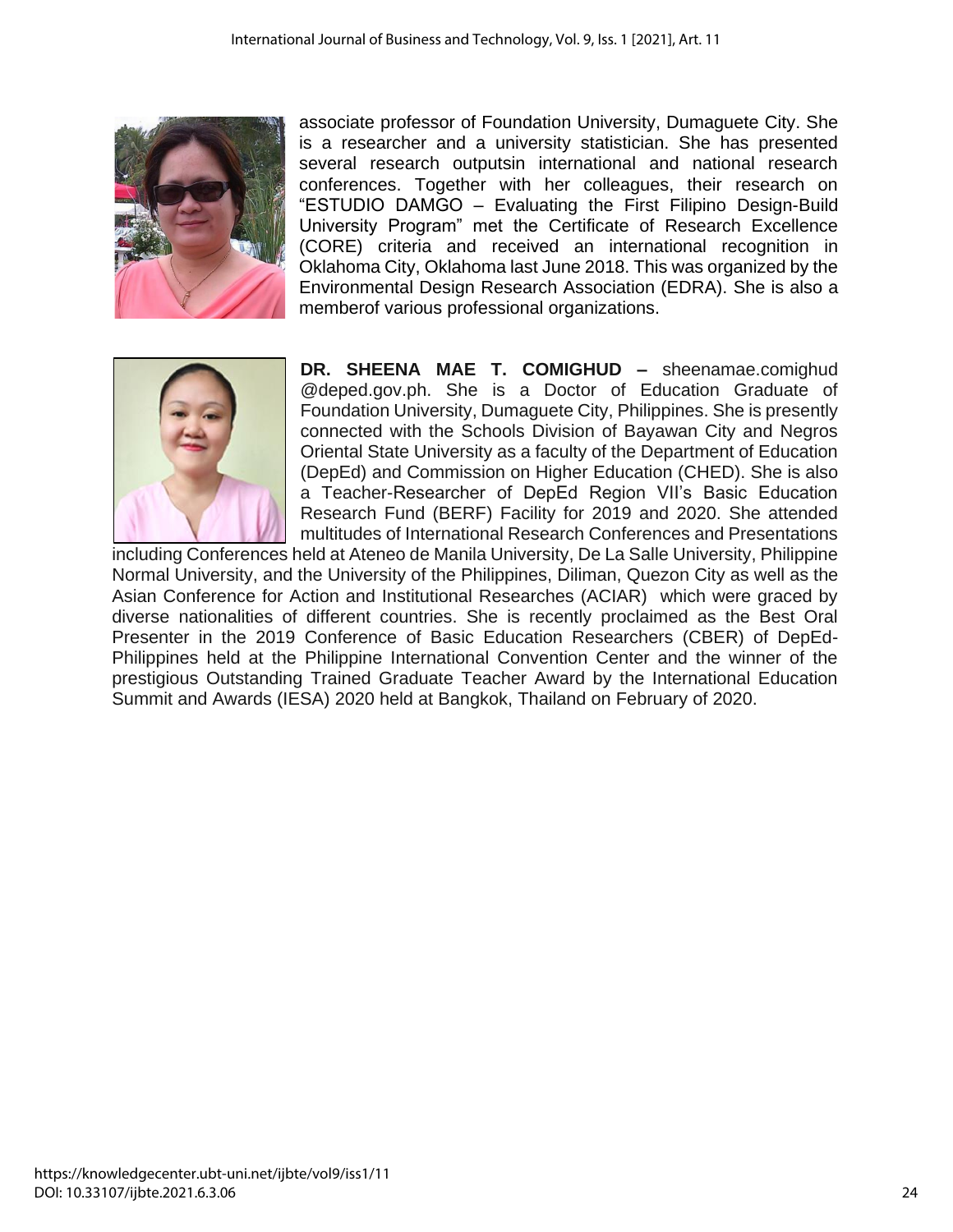associate professor of Foundation University, Dumaguete City. She is a researcher and a university statistician. She has presented several research outputsin international and national research conferences. Together with her colleagues, their research on "ESTUDIO DAMGO – Evaluating the First Filipino Design-Build University Program" met the Certificate of Research Excellence (CORE) criteria and received an international recognition in Oklahoma City, Oklahoma last June 2018. This was organized by the Environmental Design Research Association (EDRA). She is also a memberof various professional organizations.

**DR. SHEENA MAE T. COMIGHUD –** sheenamae.comighud @deped.gov.ph. She is a Doctor of Education Graduate of Foundation University, Dumaguete City, Philippines. She is presently connected with the Schools Division of Bayawan City and Negros Oriental State University as a faculty of the Department of Education (DepEd) and Commission on Higher Education (CHED). She is also a Teacher-Researcher of DepEd Region VII's Basic Education Research Fund (BERF) Facility for 2019 and 2020. She attended multitudes of International Research Conferences and Presentations including Conferences held at Ateneo de Manila University, De La Salle University, Philippine Normal University, and the University of the Philippines, Diliman, Quezon City as well as the Asian Conference for Action and Institutional Researches (ACIAR) which were graced by diverse nationalities of different countries. She is recently proclaimed as the Best Oral Presenter in the 2019 Conference of Basic Education Researchers (CBER) of DepEd-Philippines held at the Philippine International Convention Center and the winner of the prestigious Outstanding Trained Graduate Teacher Award by the International Education Summit and Awards (IESA) 2020 held at Bangkok, Thailand on February of 2020.